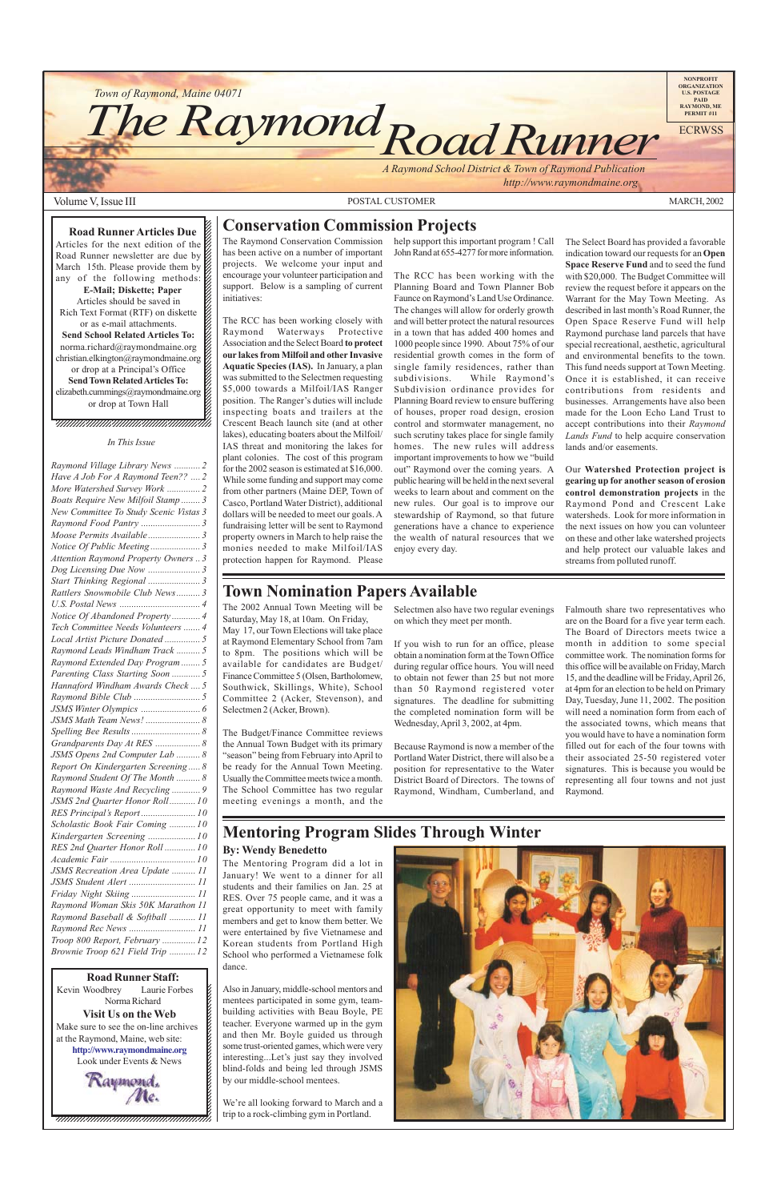Town of Raymond, Maine 04071

# The Raymond Road Runner

*A Raymond School District & Town of Raymond Publication*
*http://www.raymondmaine.org*

NONPROFIT ORGANIZATION U.S. POSTAGE PAID RAYMOND, ME PERMIT #11

ECRWSS

Volume V, Issue III — POSTAL CUSTOMER — MARCH, 2002

**Road Runner Articles Due**

Articles for the next edition of the Road Runner newsletter are due by March 15th. Please provide them by any of the following methods:

**E-Mail; Diskette; Paper**

Articles should be saved in Rich Text Format (RTF) on diskette or as e-mail attachments.

**Send School Related Articles To:**
norma.richard@raymondmaine.org
christian.elkington@raymondmaine.org
or drop at a Principal's Office

**Send Town Related Articles To:**
elizabeth.cummings@raymondmaine.org
or drop at Town Hall

*In This Issue*

- *Raymond Village Library News* ........... 2
- *Have A Job For A Raymond Teen??* .... 2
- *More Watershed Survey Work* .............. 2
- *Boats Require New Milfoil Stamp* ........ 3
- *New Committee To Study Scenic Vistas* 3
- *Raymond Food Pantry* ......................... 3
- *Moose Permits Available* ...................... 3
- *Notice Of Public Meeting* ..................... 3
- *Attention Raymond Property Owners* .. 3
- *Dog Licensing Due Now* ...................... 3
- *Start Thinking Regional* ...................... 3
- *Rattlers Snowmobile Club News* .......... 3
- *U.S. Postal News* ................................. 4
- *Notice Of Abandoned Property* ............ 4
- *Tech Committee Needs Volunteers* ....... 4
- *Local Artist Picture Donated* ............... 5
- *Raymond Leads Windham Track* ......... 5
- *Raymond Extended Day Program* ........ 5
- *Parenting Class Starting Soon* ............ 5
- *Hannaford Windham Awards Check* .... 5
- *Raymond Bible Club* ............................ 5
- *JSMS Winter Olympics* ........................ 6
- *JSMS Math Team News!* ...................... 8
- *Spelling Bee Results* ............................. 8
- *Grandparents Day At RES* ................... 8
- *JSMS Opens 2nd Computer Lab* .......... 8
- *Report On Kindergarten Screening* ..... 8
- *Raymond Student Of The Month* .......... 8
- *Raymond Waste And Recycling* ............ 9
- *JSMS 2nd Quarter Honor Roll* ........... 10
- *RES Principal's Report* ....................... 10
- *Scholastic Book Fair Coming* ............. 10
- *Kindergarten Screening* ..................... 10
- *RES 2nd Quarter Honor Roll* ............. 10
- *Academic Fair* .................................... 10
- *JSMS Recreation Area Update* ........... 11
- *JSMS Student Alert* ............................ 11
- *Friday Night Skiing* ........................... 11
- *Raymond Woman Skis 50K Marathon* 11
- *Raymond Baseball & Softball* ............ 11
- *Raymond Rec News* ........................... 11
- *Troop 800 Report, February* .............. 12
- *Brownie Troop 621 Field Trip* ........... 12

**Road Runner Staff:**
Kevin Woodbrey, Laurie Forbes, Norma Richard

**Visit Us on the Web**

Make sure to see the on-line archives at the Raymond, Maine, web site:
**http://www.raymondmaine.org**
Look under Events & News

## Conservation Commission Projects

The Raymond Conservation Commission has been active on a number of important projects. We welcome your input and encourage your volunteer participation and support. Below is a sampling of current initiatives:

The RCC has been working closely with Raymond Waterways Protective Association and the Select Board **to protect our lakes from Milfoil and other Invasive Aquatic Species (IAS).** In January, a plan was submitted to the Selectmen requesting $5,000 towards a Milfoil/IAS Ranger position. The Ranger's duties will include inspecting boats and trailers at the Crescent Beach launch site (and at other lakes), educating boaters about the Milfoil/IAS threat and monitoring the lakes for plant colonies. The cost of this program for the 2002 season is estimated at $16,000. While some funding and support may come from other partners (Maine DEP, Town of Casco, Portland Water District), additional dollars will be needed to meet our goals. A fundraising letter will be sent to Raymond property owners in March to help raise the monies needed to make Milfoil/IAS protection happen for Raymond. Please help support this important program ! Call John Rand at 655-4277 for more information.

The RCC has been working with the Planning Board and Town Planner Bob Faunce on Raymond's Land Use Ordinance. The changes will allow for orderly growth and will better protect the natural resources in a town that has added 400 homes and 1000 people since 1990. About 75% of our residential growth comes in the form of single family residences, rather than subdivisions. While Raymond's Subdivision ordinance provides for Planning Board review to ensure buffering of houses, proper road design, erosion control and stormwater management, no such scrutiny takes place for single family homes. The new rules will address important improvements to how we "build out" Raymond over the coming years. A public hearing will be held in the next several weeks to learn about and comment on the new rules. Our goal is to improve our stewardship of Raymond, so that future generations have a chance to experience the wealth of natural resources that we enjoy every day.

The Select Board has provided a favorable indication toward our requests for an **Open Space Reserve Fund** and to seed the fund with $20,000. The Budget Committee will review the request before it appears on the Warrant for the May Town Meeting. As described in last month's Road Runner, the Open Space Reserve Fund will help Raymond purchase land parcels that have special recreational, aesthetic, agricultural and environmental benefits to the town. Once it is established, it can receive contributions from residents and businesses. Arrangements have also been made for the Loon Echo Land Trust to accept contributions into their *Raymond Lands Fund* to help acquire conservation lands and/or easements.

Our **Watershed Protection project is gearing up for another season of erosion control demonstration projects** in the Raymond Pond and Crescent Lake watersheds. Look for more information in the next issues on how you can volunteer on these and other lake watershed projects and help protect our valuable lakes and streams from polluted runoff.

## Town Nomination Papers Available

The 2002 Annual Town Meeting will be Saturday, May 18, at 10am. On Friday, May 17, our Town Elections will take place at Raymond Elementary School from 7am to 8pm. The positions which will be available for candidates are Budget/Finance Committee 5 (Olsen, Bartholomew, Southwick, Skillings, White), School Committee 2 (Acker, Stevenson), and Selectmen 2 (Acker, Brown).

The Budget/Finance Committee reviews the Annual Town Budget with its primary "season" being from February into April to be ready for the Annual Town Meeting. Usually the Committee meets twice a month. The School Committee has two regular meeting evenings a month, and the Selectmen also have two regular evenings on which they meet per month.

If you wish to run for an office, please obtain a nomination form at the Town Office during regular office hours. You will need to obtain not fewer than 25 but not more than 50 Raymond registered voter signatures. The deadline for submitting the completed nomination form will be Wednesday, April 3, 2002, at 4pm.

Because Raymond is now a member of the Portland Water District, there will also be a position for representative to the Water District Board of Directors. The towns of Raymond, Windham, Cumberland, and Falmouth share two representatives who are on the Board for a five year term each. The Board of Directors meets twice a month in addition to some special committee work. The nomination forms for this office will be available on Friday, March 15, and the deadline will be Friday, April 26, at 4pm for an election to be held on Primary Day, Tuesday, June 11, 2002. The position will need a nomination form from each of the associated towns, which means that you would have to have a nomination form filled out for each of the four towns with their associated 25-50 registered voter signatures. This is because you would be representing all four towns and not just Raymond.

## Mentoring Program Slides Through Winter

**By: Wendy Benedetto**

The Mentoring Program did a lot in January! We went to a dinner for all students and their families on Jan. 25 at RES. Over 75 people came, and it was a great opportunity to meet with family members and get to know them better. We were entertained by five Vietnamese and Korean students from Portland High School who performed a Vietnamese folk dance.

Also in January, middle-school mentors and mentees participated in some gym, team-building activities with Beau Boyle, PE teacher. Everyone warmed up in the gym and then Mr. Boyle guided us through some trust-oriented games, which were very interesting...Let's just say they involved blind-folds and being led through JSMS by our middle-school mentees.

We're all looking forward to March and a trip to a rock-climbing gym in Portland.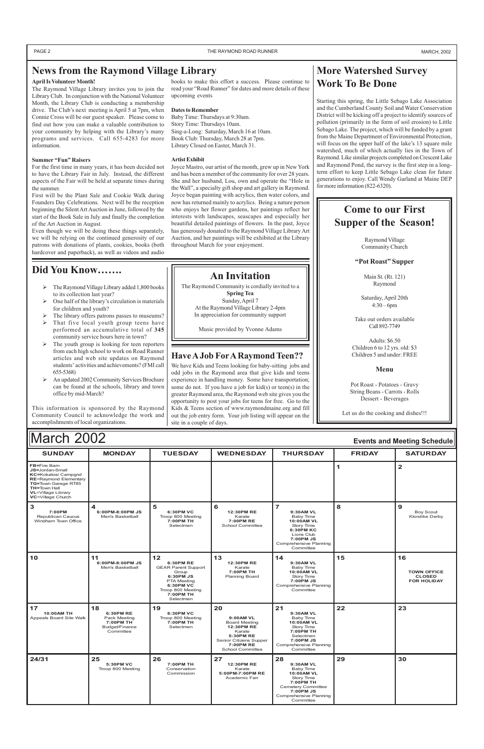# News from the Raymond Village Library

**April Is Volunteer Month!**

The Raymond Village Library invites you to join the Library Club. In conjunction with the National Volunteer Month, the Library Club is conducting a membership drive. The Club's next meeting is April 5 at 7pm, when Connie Cross will be our guest speaker. Please come to find out how you can make a valuable contribution to your community by helping with the Library's many programs and services. Call 655-4283 for more information.

**Summer "Fun" Raisers**

For the first time in many years, it has been decided not to have the Library Fair in July. Instead, the different aspects of the Fair will be held at separate times during the summer.

First will be the Plant Sale and Cookie Walk during Founders Day Celebrations. Next will be the reception beginning the Silent Art Auction in June, followed by the start of the Book Sale in July and finally the completion of the Art Auction in August.

Even though we will be doing these things separately, we will be relying on the continued generosity of our patrons with donations of plants, cookies, books (both hardcover and paperback), as well as videos and audio books to make this effort a success. Please continue to read your "Road Runner" for dates and more details of these upcoming events

**Dates to Remember**

Baby Time: Thursdays at 9:30am.
Story Time: Thursdays 10am.
Sing-a-Long: Saturday, March 16 at 10am.
Book Club: Thursday, March 28 at 7pm.
Library Closed on Easter, March 31.

**Artist Exhibit**

Joyce Mastro, our artist of the month, grew up in New York and has been a member of the community for over 28 years. She and her husband, Lou, own and operate the "Hole in the Wall", a specialty gift shop and art gallery in Raymond. Joyce began painting with acrylics, then water colors, and now has returned mainly to acrylics. Being a nature person who enjoys her flower gardens, her paintings reflect her interests with landscapes, seascapes and especially her beautiful detailed paintings of flowers. In the past, Joyce has generously donated to the Raymond Village Library Art Auction, and her paintings will be exhibited at the Library throughout March for your enjoyment.

# More Watershed Survey Work To Be Done

Starting this spring, the Little Sebago Lake Association and the Cumberland County Soil and Water Conservation District will be kicking off a project to identify sources of pollution (primarily in the form of soil erosion) to Little Sebago Lake. The project, which will be funded by a grant from the Maine Department of Environmental Protection, will focus on the upper half of the lake's 13 square mile watershed, much of which actually lies in the Town of Raymond. Like similar projects completed on Crescent Lake and Raymond Pond, the survey is the first step in a long-term effort to keep Little Sebago Lake clean for future generations to enjoy. Call Wendy Garland at Maine DEP for more information (822-6320).

# Did You Know…….

- The Raymond Village Library added 1,800 books to its collection last year?
- One half of the library's circulation is materials for children and youth?
- The library offers patrons passes to museums?
- That five local youth group teens have performed an accumulative total of **345** community service hours here in town?
- The youth group is looking for teen reporters from each high school to work on Road Runner articles and web site updates on Raymond students' activities and achievements? (FMI call 655-5368)
- An updated 2002 Community Services Brochure can be found at the schools, library and town office by mid-March?

This information is sponsored by the Raymond Community Council to acknowledge the work and accomplishments of local organizations.

# An Invitation

The Raymond Community is cordially invited to a
**Spring Tea**
Sunday, April 7
At the Raymond Village Library 2-4pm
In appreciation for community support

Music provided by Yvonne Adams

## Have A Job For A Raymond Teen??

We have Kids and Teens looking for baby-sitting jobs and odd jobs in the Raymond area that give kids and teens experience in handling money. Some have transportation; some do not. If you have a job for kid(s) or teen(s) in the greater Raymond area, the Raymond web site gives you the opportunity to post your jobs for teens for free. Go to the Kids & Teens section of www.raymondmaine.org and fill out the job entry form. Your job listing will appear on the site in a couple of days.

# Come to our First Supper of the Season!

Raymond Village
Community Church

**"Pot Roast" Supper**

Main St. (Rt. 121)
Raymond

Saturday, April 20th
4:30 – 6pm

Take out orders available
Call 892-7749

Adults: $6.50
Children 6 to 12 yrs. old: $3
Children 5 and under: FREE

**Menu**

Pot Roast - Potatoes - Gravy
String Beans - Carrots - Rolls
Dessert - Beverages

Let us do the cooking and dishes!!!

# March 2002

**Events and Meeting Schedule**

| SUNDAY | MONDAY | TUESDAY | WEDNESDAY | THURSDAY | FRIDAY | SATURDAY |
|---|---|---|---|---|---|---|
| **FB**=Fire Barn **JS**=Jordan-Small **KC**=Kokatosi Campgnd **RE**=Raymond Elementary **TG**=Town Garage RT85 **TH**=Town Hall **VL**=Village Library **VC**=Village Church | | | | | **1** | **2** |
| **3** **7:00PM** Republican Caucus Windham Town Office | **4** **6:00PM-8:00PM JS** Men's Basketball | **5** **6:30PM VC** Troop 800 Meeting **7:00PM TH** Selectmen | **6** **12:30PM RE** Karate **7:00PM RE** School Committee | **7** **9:30AM VL** Baby Time **10:00AM VL** Story Time **6:30PM KC** Lions Club **7:00PM JS** Comprehensive Planning Committee | **8** | **9** Boy Scout Klondike Derby |
| **10** | **11** **6:00PM-8:00PM JS** Men's Basketball | **12** **6:30PM RE** GEAR Parent Support Group **6:30PM JS** PTA Meeting **6:30PM VC** Troop 800 Meeting **7:00PM TH** Selectmen | **13** **12:30PM RE** Karate **7:00PM TH** Planning Board | **14** **9:30AM VL** Baby Time **10:00AM VL** Story Time **7:00PM JS** Comprehensive Planning Committee | **15** | **16** **TOWN OFFICE CLOSED FOR HOLIDAY** |
| **17** **10:00AM TH** Appeals Board Site Walk | **18** **6:30PM RE** Pack Meeting **7:00PM TH** Budget/Finance Committee | **19** **6:30PM VC** Troop 800 Meeting **7:00PM TH** Selectmen | **20** **9:00AM VL** Board Meeting **12:30PM RE** Karate **5:30PM RE** Senior Citizens Supper **7:00PM RE** School Committee | **21** **9:30AM VL** Baby Time **10:00AM VL** Story Time **7:00PM TH** Selectmen **7:00PM JS** Comprehensive Planning Committee | **22** | **23** |
| **24/31** | **25** **5:30PM VC** Troop 800 Meeting | **26** **7:00PM TH** Conservation Commission | **27** **12:30PM RE** Karate **5:00PM-7:00PM RE** Academic Fair | **28** **9:30AM VL** Baby Time **10:00AM VL** Story Time **7:00PM TH** Cemetery Committee **7:00PM JS** Comprehensive Planning Committee | **29** | **30** |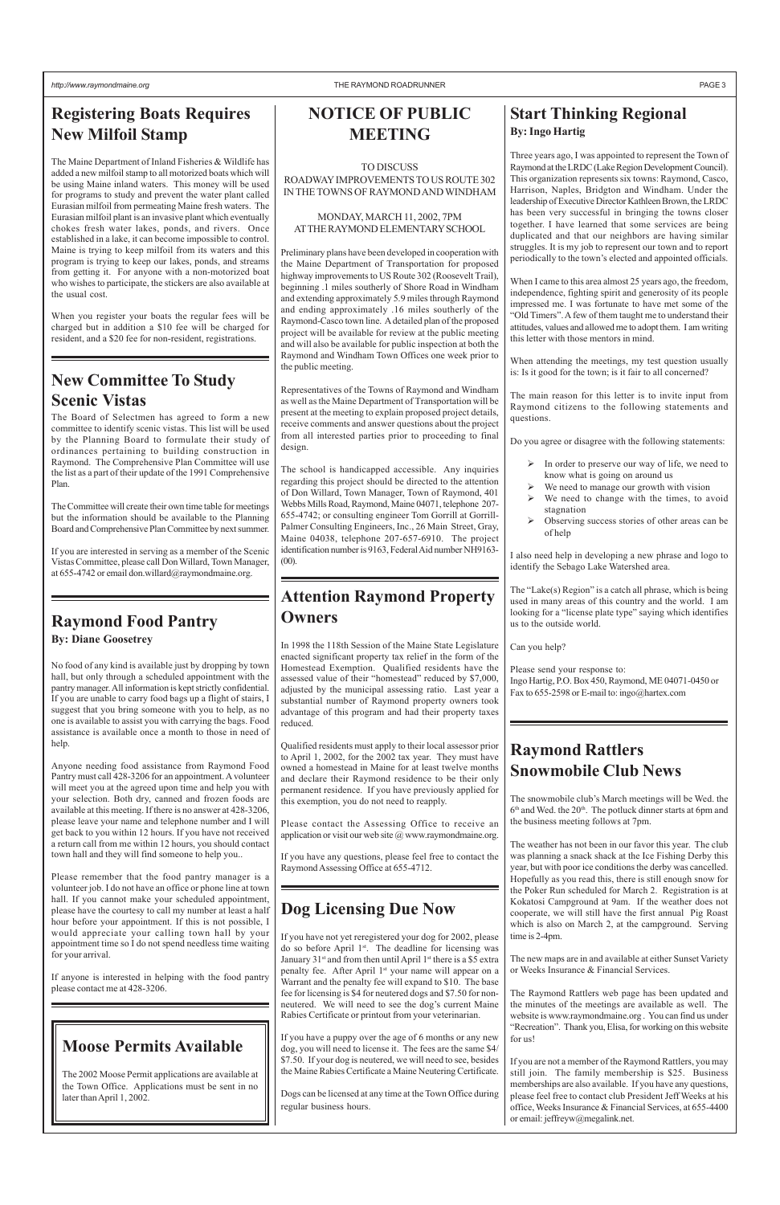## Registering Boats Requires New Milfoil Stamp

The Maine Department of Inland Fisheries & Wildlife has added a new milfoil stamp to all motorized boats which will be using Maine inland waters. This money will be used for programs to study and prevent the water plant called Eurasian milfoil from permeating Maine fresh waters. The Eurasian milfoil plant is an invasive plant which eventually chokes fresh water lakes, ponds, and rivers. Once established in a lake, it can become impossible to control. Maine is trying to keep milfoil from its waters and this program is trying to keep our lakes, ponds, and streams from getting it. For anyone with a non-motorized boat who wishes to participate, the stickers are also available at the usual cost.

When you register your boats the regular fees will be charged but in addition a $10 fee will be charged for resident, and a $20 fee for non-resident, registrations.

## New Committee To Study Scenic Vistas

The Board of Selectmen has agreed to form a new committee to identify scenic vistas. This list will be used by the Planning Board to formulate their study of ordinances pertaining to building construction in Raymond. The Comprehensive Plan Committee will use the list as a part of their update of the 1991 Comprehensive Plan.

The Committee will create their own time table for meetings but the information should be available to the Planning Board and Comprehensive Plan Committee by next summer.

If you are interested in serving as a member of the Scenic Vistas Committee, please call Don Willard, Town Manager, at 655-4742 or email don.willard@raymondmaine.org.

## Raymond Food Pantry

**By: Diane Goosetrey**

No food of any kind is available just by dropping by town hall, but only through a scheduled appointment with the pantry manager. All information is kept strictly confidential. If you are unable to carry food bags up a flight of stairs, I suggest that you bring someone with you to help, as no one is available to assist you with carrying the bags. Food assistance is available once a month to those in need of help.

Anyone needing food assistance from Raymond Food Pantry must call 428-3206 for an appointment. A volunteer will meet you at the agreed upon time and help you with your selection. Both dry, canned and frozen foods are available at this meeting. If there is no answer at 428-3206, please leave your name and telephone number and I will get back to you within 12 hours. If you have not received a return call from me within 12 hours, you should contact town hall and they will find someone to help you..

Please remember that the food pantry manager is a volunteer job. I do not have an office or phone line at town hall. If you cannot make your scheduled appointment, please have the courtesy to call my number at least a half hour before your appointment. If this is not possible, I would appreciate your calling town hall by your appointment time so I do not spend needless time waiting for your arrival.

If anyone is interested in helping with the food pantry please contact me at 428-3206.

## Moose Permits Available

The 2002 Moose Permit applications are available at the Town Office. Applications must be sent in no later than April 1, 2002.

## NOTICE OF PUBLIC MEETING

TO DISCUSS
ROADWAY IMPROVEMENTS TO US ROUTE 302
IN THE TOWNS OF RAYMOND AND WINDHAM

MONDAY, MARCH 11, 2002, 7PM
AT THE RAYMOND ELEMENTARY SCHOOL

Preliminary plans have been developed in cooperation with the Maine Department of Transportation for proposed highway improvements to US Route 302 (Roosevelt Trail), beginning .1 miles southerly of Shore Road in Windham and extending approximately 5.9 miles through Raymond and ending approximately .16 miles southerly of the Raymond-Casco town line. A detailed plan of the proposed project will be available for review at the public meeting and will also be available for public inspection at both the Raymond and Windham Town Offices one week prior to the public meeting.

Representatives of the Towns of Raymond and Windham as well as the Maine Department of Transportation will be present at the meeting to explain proposed project details, receive comments and answer questions about the project from all interested parties prior to proceeding to final design.

The school is handicapped accessible. Any inquiries regarding this project should be directed to the attention of Don Willard, Town Manager, Town of Raymond, 401 Webbs Mills Road, Raymond, Maine 04071, telephone 207-655-4742; or consulting engineer Tom Gorrill at Gorrill-Palmer Consulting Engineers, Inc., 26 Main Street, Gray, Maine 04038, telephone 207-657-6910. The project identification number is 9163, Federal Aid number NH9163-(00).

## Attention Raymond Property Owners

In 1998 the 118th Session of the Maine State Legislature enacted significant property tax relief in the form of the Homestead Exemption. Qualified residents have the assessed value of their "homestead" reduced by $7,000, adjusted by the municipal assessing ratio. Last year a substantial number of Raymond property owners took advantage of this program and had their property taxes reduced.

Qualified residents must apply to their local assessor prior to April 1, 2002, for the 2002 tax year. They must have owned a homestead in Maine for at least twelve months and declare their Raymond residence to be their only permanent residence. If you have previously applied for this exemption, you do not need to reapply.

Please contact the Assessing Office to receive an application or visit our web site @ www.raymondmaine.org.

If you have any questions, please feel free to contact the Raymond Assessing Office at 655-4712.

## Dog Licensing Due Now

If you have not yet reregistered your dog for 2002, please do so before April 1st. The deadline for licensing was January 31st and from then until April 1st there is a $5 extra penalty fee. After April 1st your name will appear on a Warrant and the penalty fee will expand to $10. The base fee for licensing is $4 for neutered dogs and $7.50 for non-neutered. We will need to see the dog's current Maine Rabies Certificate or printout from your veterinarian.

If you have a puppy over the age of 6 months or any new dog, you will need to license it. The fees are the same $4/ $7.50. If your dog is neutered, we will need to see, besides the Maine Rabies Certificate a Maine Neutering Certificate.

Dogs can be licensed at any time at the Town Office during regular business hours.

## Start Thinking Regional

**By: Ingo Hartig**

Three years ago, I was appointed to represent the Town of Raymond at the LRDC (Lake Region Development Council). This organization represents six towns: Raymond, Casco, Harrison, Naples, Bridgton and Windham. Under the leadership of Executive Director Kathleen Brown, the LRDC has been very successful in bringing the towns closer together. I have learned that some services are being duplicated and that our neighbors are having similar struggles. It is my job to represent our town and to report periodically to the town's elected and appointed officials.

When I came to this area almost 25 years ago, the freedom, independence, fighting spirit and generosity of its people impressed me. I was fortunate to have met some of the "Old Timers". A few of them taught me to understand their attitudes, values and allowed me to adopt them. I am writing this letter with those mentors in mind.

When attending the meetings, my test question usually is: Is it good for the town; is it fair to all concerned?

The main reason for this letter is to invite input from Raymond citizens to the following statements and questions.

Do you agree or disagree with the following statements:

- In order to preserve our way of life, we need to know what is going on around us
- We need to manage our growth with vision
- We need to change with the times, to avoid stagnation
- Observing success stories of other areas can be of help

I also need help in developing a new phrase and logo to identify the Sebago Lake Watershed area.

The "Lake(s) Region" is a catch all phrase, which is being used in many areas of this country and the world. I am looking for a "license plate type" saying which identifies us to the outside world.

Can you help?

Please send your response to:
Ingo Hartig, P.O. Box 450, Raymond, ME 04071-0450 or Fax to 655-2598 or E-mail to: ingo@hartex.com

## Raymond Rattlers Snowmobile Club News

The snowmobile club's March meetings will be Wed. the 6th and Wed. the 20th. The potluck dinner starts at 6pm and the business meeting follows at 7pm.

The weather has not been in our favor this year. The club was planning a snack shack at the Ice Fishing Derby this year, but with poor ice conditions the derby was cancelled. Hopefully as you read this, there is still enough snow for the Poker Run scheduled for March 2. Registration is at Kokatosi Campground at 9am. If the weather does not cooperate, we will still have the first annual Pig Roast which is also on March 2, at the campground. Serving time is 2-4pm.

The new maps are in and available at either Sunset Variety or Weeks Insurance & Financial Services.

The Raymond Rattlers web page has been updated and the minutes of the meetings are available as well. The website is www.raymondmaine.org . You can find us under "Recreation". Thank you, Elisa, for working on this website for us!

If you are not a member of the Raymond Rattlers, you may still join. The family membership is $25. Business memberships are also available. If you have any questions, please feel free to contact club President Jeff Weeks at his office, Weeks Insurance & Financial Services, at 655-4400 or email: jeffreyw@megalink.net.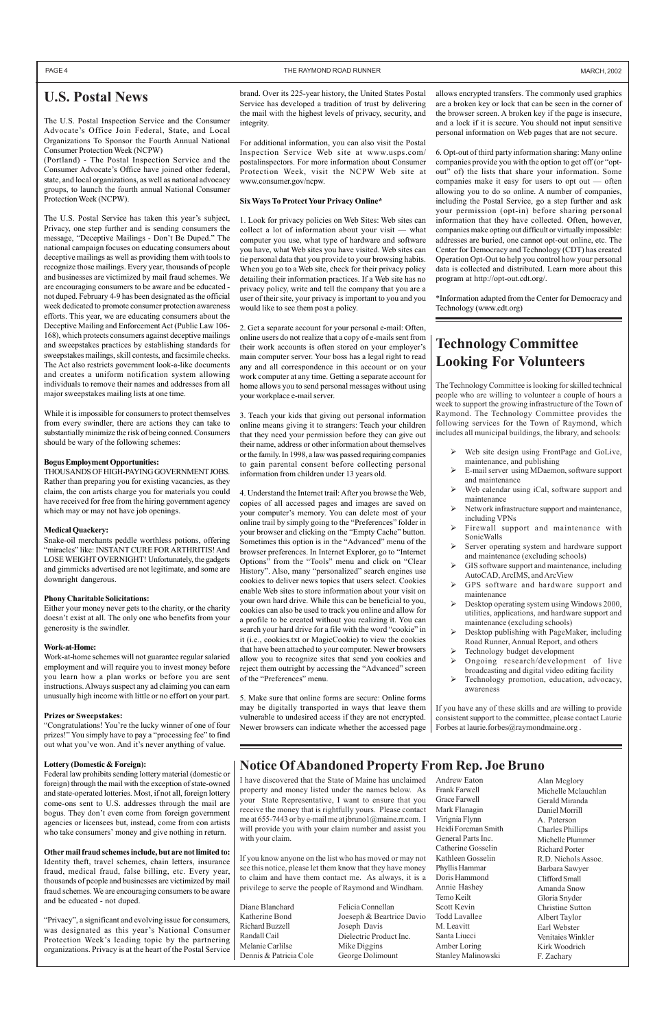## U.S. Postal News

The U.S. Postal Inspection Service and the Consumer Advocate's Office Join Federal, State, and Local Organizations To Sponsor the Fourth Annual National Consumer Protection Week (NCPW)

(Portland) - The Postal Inspection Service and the Consumer Advocate's Office have joined other federal, state, and local organizations, as well as national advocacy groups, to launch the fourth annual National Consumer Protection Week (NCPW).

The U.S. Postal Service has taken this year's subject, Privacy, one step further and is sending consumers the message, "Deceptive Mailings - Don't Be Duped." The national campaign focuses on educating consumers about deceptive mailings as well as providing them with tools to recognize those mailings. Every year, thousands of people and businesses are victimized by mail fraud schemes. We are encouraging consumers to be aware and be educated - not duped. February 4-9 has been designated as the official week dedicated to promote consumer protection awareness efforts. This year, we are educating consumers about the Deceptive Mailing and Enforcement Act (Public Law 106-168), which protects consumers against deceptive mailings and sweepstakes practices by establishing standards for sweepstakes mailings, skill contests, and facsimile checks. The Act also restricts government look-a-like documents and creates a uniform notification system allowing individuals to remove their names and addresses from all major sweepstakes mailing lists at one time.

While it is impossible for consumers to protect themselves from every swindler, there are actions they can take to substantially minimize the risk of being conned. Consumers should be wary of the following schemes:

**Bogus Employment Opportunities:**
THOUSANDS OF HIGH-PAYING GOVERNMENT JOBS. Rather than preparing you for existing vacancies, as they claim, the con artists charge you for materials you could have received for free from the hiring government agency which may or may not have job openings.

**Medical Quackery:**
Snake-oil merchants peddle worthless potions, offering "miracles" like: INSTANT CURE FOR ARTHRITIS! And LOSE WEIGHT OVERNIGHT! Unfortunately, the gadgets and gimmicks advertised are not legitimate, and some are downright dangerous.

**Phony Charitable Solicitations:**
Either your money never gets to the charity, or the charity doesn't exist at all. The only one who benefits from your generosity is the swindler.

**Work-at-Home:**
Work-at-home schemes will not guarantee regular salaried employment and will require you to invest money before you learn how a plan works or before you are sent instructions. Always suspect any ad claiming you can earn unusually high income with little or no effort on your part.

**Prizes or Sweepstakes:**
"Congratulations! You're the lucky winner of one of four prizes!" You simply have to pay a "processing fee" to find out what you've won. And it's never anything of value.

**Lottery (Domestic & Foreign):**
Federal law prohibits sending lottery material (domestic or foreign) through the mail with the exception of state-owned and state-operated lotteries. Most, if not all, foreign lottery come-ons sent to U.S. addresses through the mail are bogus. They don't even come from foreign government agencies or licensees but, instead, come from con artists who take consumers' money and give nothing in return.

**Other mail fraud schemes include, but are not limited to:**
Identity theft, travel schemes, chain letters, insurance fraud, medical fraud, false billing, etc. Every year, thousands of people and businesses are victimized by mail fraud schemes. We are encouraging consumers to be aware and be educated - not duped.

"Privacy", a significant and evolving issue for consumers, was designated as this year's National Consumer Protection Week's leading topic by the partnering organizations. Privacy is at the heart of the Postal Service brand. Over its 225-year history, the United States Postal Service has developed a tradition of trust by delivering the mail with the highest levels of privacy, security, and integrity.

For additional information, you can also visit the Postal Inspection Service Web site at www.usps.com/postalinspectors. For more information about Consumer Protection Week, visit the NCPW Web site at www.consumer.gov/ncpw.

**Six Ways To Protect Your Privacy Online***

1. Look for privacy policies on Web Sites: Web sites can collect a lot of information about your visit — what computer you use, what type of hardware and software you have, what Web sites you have visited. Web sites can tie personal data that you provide to your browsing habits. When you go to a Web site, check for their privacy policy detailing their information practices. If a Web site has no privacy policy, write and tell the company that you are a user of their site, your privacy is important to you and you would like to see them post a policy.

2. Get a separate account for your personal e-mail: Often, online users do not realize that a copy of e-mails sent from their work accounts is often stored on your employer's main computer server. Your boss has a legal right to read any and all correspondence in this account or on your work computer at any time. Getting a separate account for home allows you to send personal messages without using your workplace e-mail server.

3. Teach your kids that giving out personal information online means giving it to strangers: Teach your children that they need your permission before they can give out their name, address or other information about themselves or the family. In 1998, a law was passed requiring companies to gain parental consent before collecting personal information from children under 13 years old.

4. Understand the Internet trail: After you browse the Web, copies of all accessed pages and images are saved on your computer's memory. You can delete most of your online trail by simply going to the "Preferences" folder in your browser and clicking on the "Empty Cache" button. Sometimes this option is in the "Advanced" menu of the browser preferences. In Internet Explorer, go to "Internet Options" from the "Tools" menu and click on "Clear History". Also, many "personalized" search engines use cookies to deliver news topics that users select. Cookies enable Web sites to store information about your visit on your own hard drive. While this can be beneficial to you, cookies can also be used to track you online and allow for a profile to be created without you realizing it. You can search your hard drive for a file with the word "cookie" in it (i.e., cookies.txt or MagicCookie) to view the cookies that have been attached to your computer. Newer browsers allow you to recognize sites that send you cookies and reject them outright by accessing the "Advanced" screen of the "Preferences" menu.

5. Make sure that online forms are secure: Online forms may be digitally transported in ways that leave them vulnerable to undesired access if they are not encrypted. Newer browsers can indicate whether the accessed page allows encrypted transfers. The commonly used graphics are a broken key or lock that can be seen in the corner of the browser screen. A broken key if the page is insecure, and a lock if it is secure. You should not input sensitive personal information on Web pages that are not secure.

6. Opt-out of third party information sharing: Many online companies provide you with the option to get off (or "opt-out" of) the lists that share your information. Some companies make it easy for users to opt out — often allowing you to do so online. A number of companies, including the Postal Service, go a step further and ask your permission (opt-in) before sharing personal information that they have collected. Often, however, companies make opting out difficult or virtually impossible: addresses are buried, one cannot opt-out online, etc. The Center for Democracy and Technology (CDT) has created Operation Opt-Out to help you control how your personal data is collected and distributed. Learn more about this program at http://opt-out.cdt.org/.

*Information adapted from the Center for Democracy and Technology (www.cdt.org)

## Technology Committee Looking For Volunteers

The Technology Committee is looking for skilled technical people who are willing to volunteer a couple of hours a week to support the growing infrastructure of the Town of Raymond. The Technology Committee provides the following services for the Town of Raymond, which includes all municipal buildings, the library, and schools:

- Web site design using FrontPage and GoLive, maintenance, and publishing
- E-mail server using MDaemon, software support and maintenance
- Web calendar using iCal, software support and maintenance
- Network infrastructure support and maintenance, including VPNs
- Firewall support and maintenance with SonicWalls
- Server operating system and hardware support and maintenance (excluding schools)
- GIS software support and maintenance, including AutoCAD, ArcIMS, and ArcView
- GPS software and hardware support and maintenance
- Desktop operating system using Windows 2000, utilities, applications, and hardware support and maintenance (excluding schools)
- Desktop publishing with PageMaker, including Road Runner, Annual Report, and others
- Technology budget development
- Ongoing research/development of live broadcasting and digital video editing facility
- Technology promotion, education, advocacy, awareness

If you have any of these skills and are willing to provide consistent support to the committee, please contact Laurie Forbes at laurie.forbes@raymondmaine.org .

## Notice Of Abandoned Property From Rep. Joe Bruno

I have discovered that the State of Maine has unclaimed property and money listed under the names below. As your State Representative, I want to ensure that you receive the money that is rightfully yours. Please contact me at 655-7443 or by e-mail me at jbruno1@maine.rr.com. I will provide you with your claim number and assist you with your claim.

If you know anyone on the list who has moved or may not see this notice, please let them know that they have money to claim and have them contact me. As always, it is a privilege to serve the people of Raymond and Windham.

Diane Blanchard
Katherine Bond
Richard Buzzell
Randall Cail
Melanie Carlilse
Dennis & Patricia Cole
Felicia Connellan
Joeseph & Beartrice Davio
Joseph Davis
Dielectric Product Inc.
Mike Diggins
George Dolimount
Andrew Eaton
Frank Farwell
Grace Farwell
Mark Flanagin
Virignia Flynn
Heidi Foreman Smith
General Parts Inc.
Catherine Gosselin
Kathleen Gosselin
Phyllis Hammar
Doris Hammond
Annie Hashey
Temo Keilt
Scott Kevin
Todd Lavallee
M. Leavitt
Santa Liucci
Amber Loring
Stanley Malinowski
Alan Mcglory
Michelle Mclauchlan
Gerald Miranda
Daniel Morrill
A. Paterson
Charles Phillips
Michelle Plummer
Richard Porter
R.D. Nichols Assoc.
Barbara Sawyer
Clifford Small
Amanda Snow
Gloria Snyder
Christine Sutton
Albert Taylor
Earl Webster
Venitaies Winkler
Kirk Woodrich
F. Zachary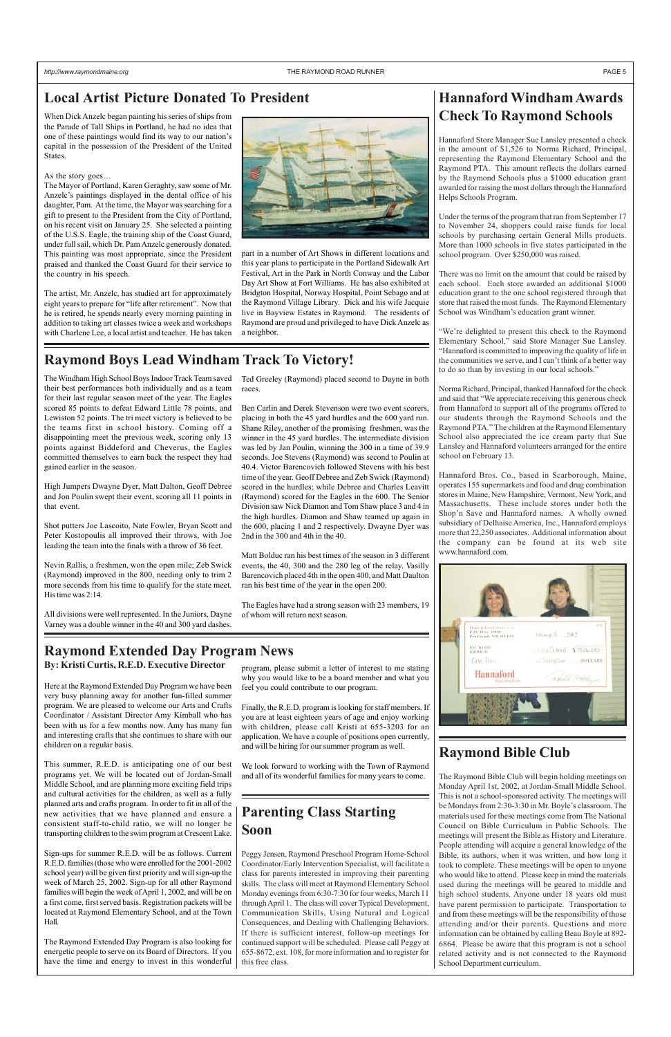## Local Artist Picture Donated To President

When Dick Anzelc began painting his series of ships from the Parade of Tall Ships in Portland, he had no idea that one of these paintings would find its way to our nation's capital in the possession of the President of the United States.

As the story goes…

The Mayor of Portland, Karen Geraghty, saw some of Mr. Anzelc's paintings displayed in the dental office of his daughter, Pam. At the time, the Mayor was searching for a gift to present to the President from the City of Portland, on his recent visit on January 25. She selected a painting of the U.S.S. Eagle, the training ship of the Coast Guard, under full sail, which Dr. Pam Anzelc generously donated. This painting was most appropriate, since the President praised and thanked the Coast Guard for their service to the country in his speech.

The artist, Mr. Anzelc, has studied art for approximately eight years to prepare for "life after retirement". Now that he is retired, he spends nearly every morning painting in addition to taking art classes twice a week and workshops with Charlene Lee, a local artist and teacher. He has taken part in a number of Art Shows in different locations and this year plans to participate in the Portland Sidewalk Art Festival, Art in the Park in North Conway and the Labor Day Art Show at Fort Williams. He has also exhibited at Bridgton Hospital, Norway Hospital, Point Sebago and at the Raymond Village Library. Dick and his wife Jacquie live in Bayview Estates in Raymond. The residents of Raymond are proud and privileged to have Dick Anzelc as a neighbor.

## Raymond Boys Lead Windham Track To Victory!

The Windham High School Boys Indoor Track Team saved their best performances both individually and as a team for their last regular season meet of the year. The Eagles scored 85 points to defeat Edward Little 78 points, and Lewiston 52 points. The tri meet victory is believed to be the teams first in school history. Coming off a disappointing meet the previous week, scoring only 13 points against Biddeford and Cheverus, the Eagles committed themselves to earn back the respect they had gained earlier in the season.

High Jumpers Dwayne Dyer, Matt Dalton, Geoff Debree and Jon Poulin swept their event, scoring all 11 points in that event.

Shot putters Joe Lascoito, Nate Fowler, Bryan Scott and Peter Kostopoulis all improved their throws, with Joe leading the team into the finals with a throw of 36 feet.

Nevin Rallis, a freshmen, won the open mile; Zeb Swick (Raymond) improved in the 800, needing only to trim 2 more seconds from his time to qualify for the state meet. His time was 2:14.

All divisions were well represented. In the Juniors, Dayne Varney was a double winner in the 40 and 300 yard dashes. Ted Greeley (Raymond) placed second to Dayne in both races.

Ben Carlin and Derek Stevenson were two event scorers, placing in both the 45 yard hurdles and the 600 yard run. Shane Riley, another of the promising freshmen, was the winner in the 45 yard hurdles. The intermediate division was led by Jan Poulin, winning the 300 in a time of 39.9 seconds. Joe Stevens (Raymond) was second to Poulin at 40.4. Victor Barencovich followed Stevens with his best time of the year. Geoff Debree and Zeb Swick (Raymond) scored in the hurdles; while Debree and Charles Leavitt (Raymond) scored for the Eagles in the 600. The Senior Division saw Nick Diamon and Tom Shaw place 3 and 4 in the high hurdles. Diamon and Shaw teamed up again in the 600, placing 1 and 2 respectively. Dwayne Dyer was 2nd in the 300 and 4th in the 40.

Matt Bolduc ran his best times of the season in 3 different events, the 40, 300 and the 280 leg of the relay. Vassilly Barencovich placed 4th in the open 400, and Matt Daulton ran his best time of the year in the open 200.

The Eagles have had a strong season with 23 members, 19 of whom will return next season.

## Raymond Extended Day Program News

**By: Kristi Curtis, R.E.D. Executive Director**

Here at the Raymond Extended Day Program we have been very busy planning away for another fun-filled summer program. We are pleased to welcome our Arts and Crafts Coordinator / Assistant Director Amy Kimball who has been with us for a few months now. Amy has many fun and interesting crafts that she continues to share with our children on a regular basis.

This summer, R.E.D. is anticipating one of our best programs yet. We will be located out of Jordan-Small Middle School, and are planning more exciting field trips and cultural activities for the children, as well as a fully planned arts and crafts program. In order to fit in all of the new activities that we have planned and ensure a consistent staff-to-child ratio, we will no longer be transporting children to the swim program at Crescent Lake.

Sign-ups for summer R.E.D. will be as follows. Current R.E.D. families (those who were enrolled for the 2001-2002 school year) will be given first priority and will sign-up the week of March 25, 2002. Sign-up for all other Raymond families will begin the week of April 1, 2002, and will be on a first come, first served basis. Registration packets will be located at Raymond Elementary School, and at the Town Hall.

The Raymond Extended Day Program is also looking for energetic people to serve on its Board of Directors. If you have the time and energy to invest in this wonderful program, please submit a letter of interest to me stating why you would like to be a board member and what you feel you could contribute to our program.

Finally, the R.E.D. program is looking for staff members. If you are at least eighteen years of age and enjoy working with children, please call Kristi at 655-3203 for an application. We have a couple of positions open currently, and will be hiring for our summer program as well.

We look forward to working with the Town of Raymond and all of its wonderful families for many years to come.

## Parenting Class Starting Soon

Peggy Jensen, Raymond Preschool Program Home-School Coordinator/Early Intervention Specialist, will facilitate a class for parents interested in improving their parenting skills. The class will meet at Raymond Elementary School Monday evenings from 6:30-7:30 for four weeks, March 11 through April 1. The class will cover Typical Development, Communication Skills, Using Natural and Logical Consequences, and Dealing with Challenging Behaviors. If there is sufficient interest, follow-up meetings for continued support will be scheduled. Please call Peggy at 655-8672, ext. 108, for more information and to register for this free class.

## Hannaford Windham Awards Check To Raymond Schools

Hannaford Store Manager Sue Lansley presented a check in the amount of $1,526 to Norma Richard, Principal, representing the Raymond Elementary School and the Raymond PTA. This amount reflects the dollars earned by the Raymond Schools plus a $1000 education grant awarded for raising the most dollars through the Hannaford Helps Schools Program.

Under the terms of the program that ran from September 17 to November 24, shoppers could raise funds for local schools by purchasing certain General Mills products. More than 1000 schools in five states participated in the school program. Over $250,000 was raised.

There was no limit on the amount that could be raised by each school. Each store awarded an additional $1000 education grant to the one school registered through that store that raised the most funds. The Raymond Elementary School was Windham's education grant winner.

"We're delighted to present this check to the Raymond Elementary School," said Store Manager Sue Lansley. "Hannaford is committed to improving the quality of life in the communities we serve, and I can't think of a better way to do so than by investing in our local schools."

Norma Richard, Principal, thanked Hannaford for the check and said that "We appreciate receiving this generous check from Hannaford to support all of the programs offered to our students through the Raymond Schools and the Raymond PTA." The children at the Raymond Elementary School also appreciated the ice cream party that Sue Lansley and Hannaford volunteers arranged for the entire school on February 13.

Hannaford Bros. Co., based in Scarborough, Maine, operates 155 supermarkets and food and drug combination stores in Maine, New Hampshire, Vermont, New York, and Massachusetts. These include stores under both the Shop'n Save and Hannaford names. A wholly owned subsidiary of Delhaise America, Inc., Hannaford employs more that 22,250 associates. Additional information about the company can be found at its web site www.hannaford.com.

## Raymond Bible Club

The Raymond Bible Club will begin holding meetings on Monday April 1st, 2002, at Jordan-Small Middle School. This is not a school-sponsored activity. The meetings will be Mondays from 2:30-3:30 in Mr. Boyle's classroom. The materials used for these meetings come from The National Council on Bible Curriculum in Public Schools. The meetings will present the Bible as History and Literature. People attending will acquire a general knowledge of the Bible, its authors, when it was written, and how long it took to complete. These meetings will be open to anyone who would like to attend. Please keep in mind the materials used during the meetings will be geared to middle and high school students. Anyone under 18 years old must have parent permission to participate. Transportation to and from these meetings will be the responsibility of those attending and/or their parents. Questions and more information can be obtained by calling Beau Boyle at 892-6864. Please be aware that this program is not a school related activity and is not connected to the Raymond School Department curriculum.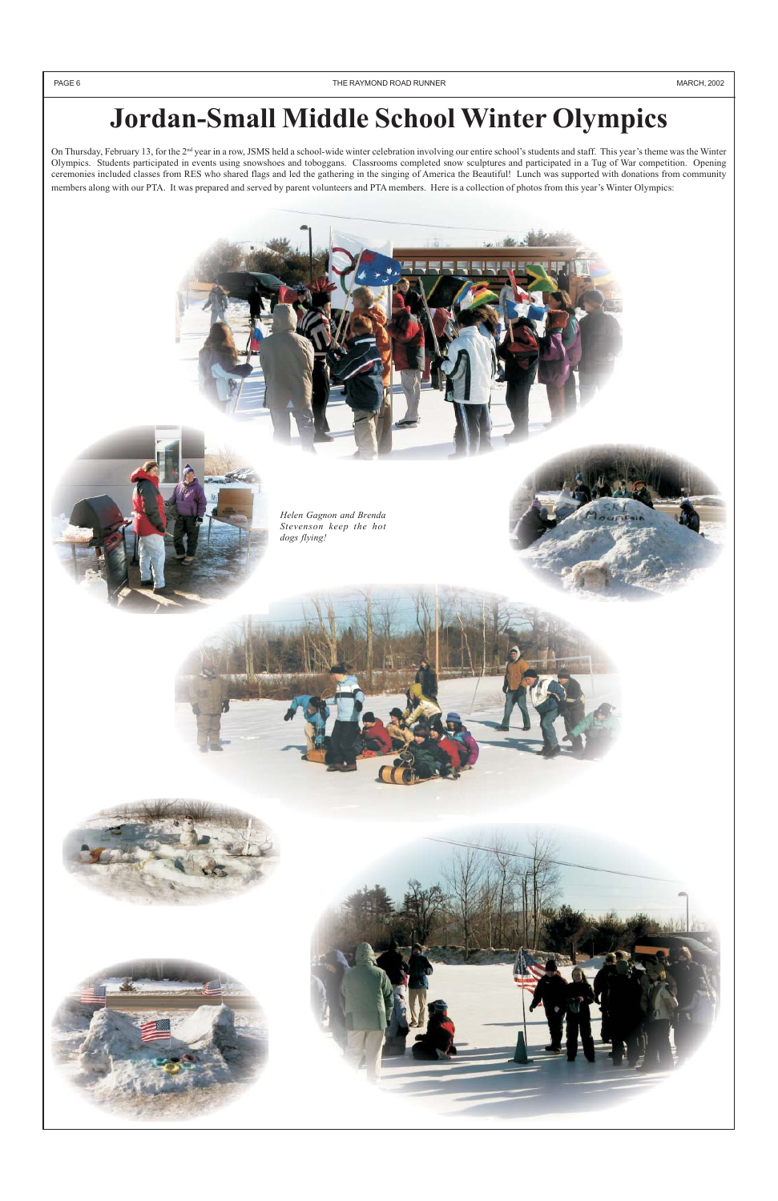# Jordan-Small Middle School Winter Olympics

On Thursday, February 13, for the 2nd year in a row, JSMS held a school-wide winter celebration involving our entire school's students and staff. This year's theme was the Winter Olympics. Students participated in events using snowshoes and toboggans. Classrooms completed snow sculptures and participated in a Tug of War competition. Opening ceremonies included classes from RES who shared flags and led the gathering in the singing of America the Beautiful! Lunch was supported with donations from community members along with our PTA. It was prepared and served by parent volunteers and PTA members. Here is a collection of photos from this year's Winter Olympics:

*Helen Gagnon and Brenda Stevenson keep the hot dogs flying!*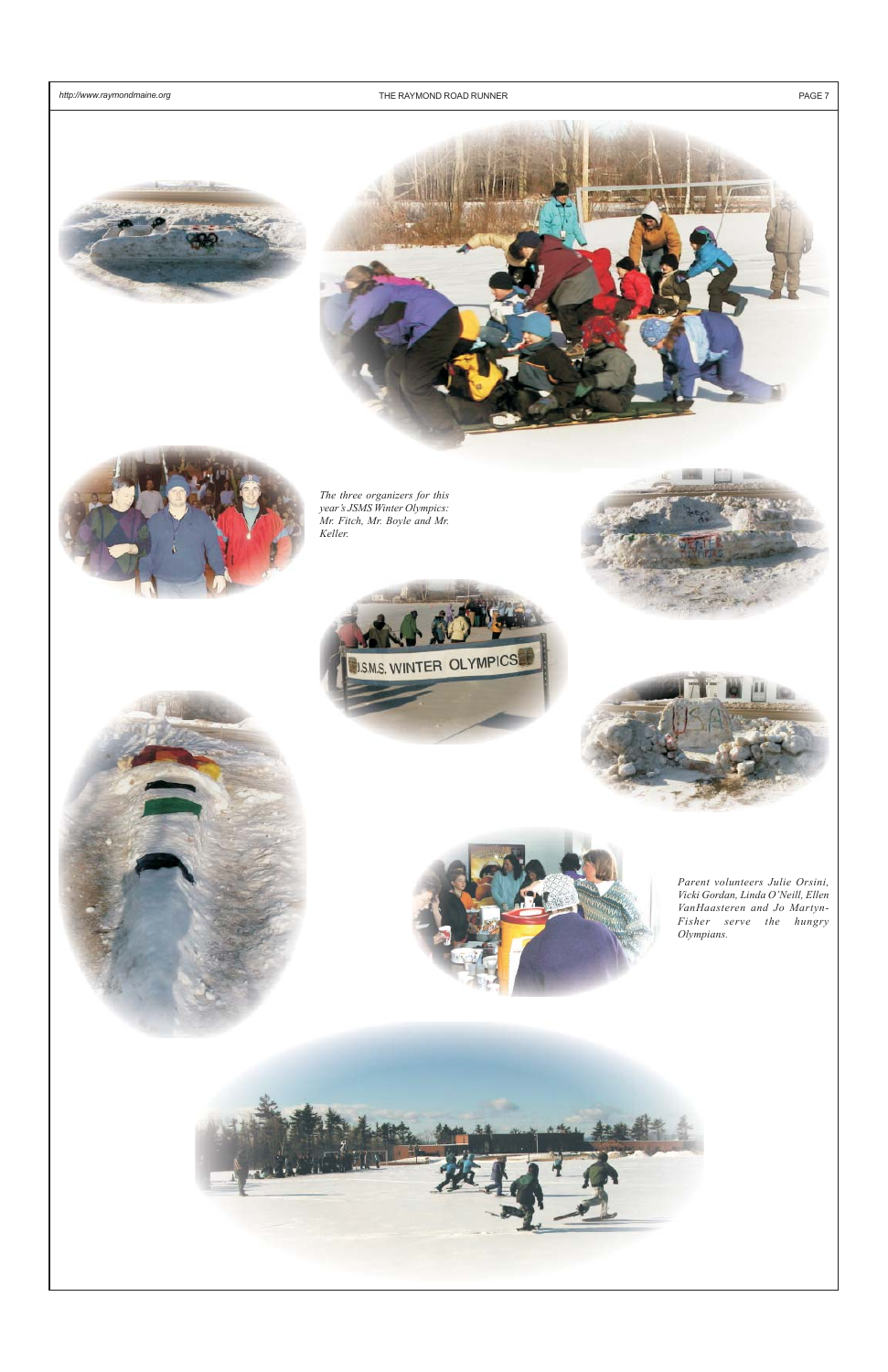*The three organizers for this year's JSMS Winter Olympics: Mr. Fitch, Mr. Boyle and Mr. Keller.*

*Parent volunteers Julie Orsini, Vicki Gordan, Linda O'Neill, Ellen VanHaasteren and Jo Martyn-Fisher serve the hungry Olympians.*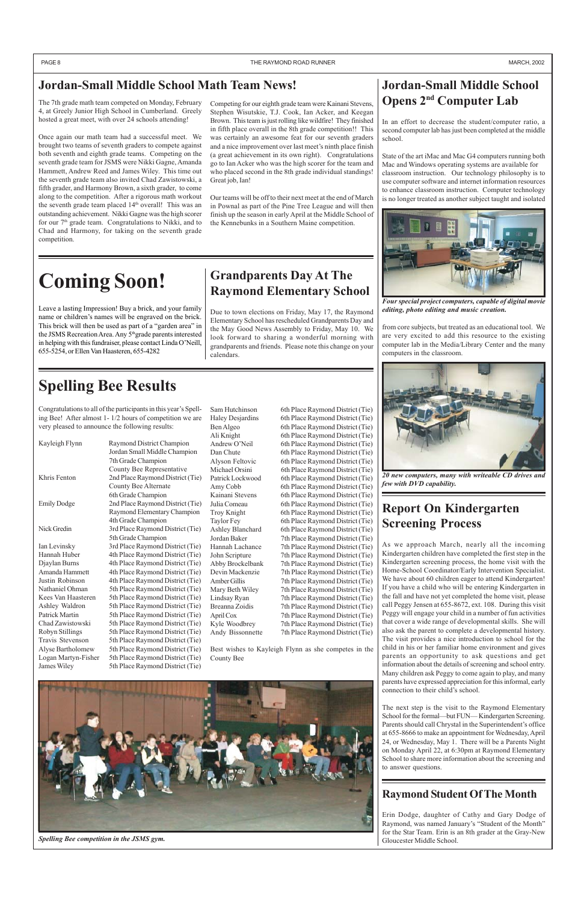## Jordan-Small Middle School Math Team News!

The 7th grade math team competed on Monday, February 4, at Greely Junior High School in Cumberland. Greely hosted a great meet, with over 24 schools attending!

Once again our math team had a successful meet. We brought two teams of seventh graders to compete against both seventh and eighth grade teams. Competing on the seventh grade team for JSMS were Nikki Gagne, Amanda Hammett, Andrew Reed and James Wiley. This time out the seventh grade team also invited Chad Zawistowski, a fifth grader, and Harmony Brown, a sixth grader, to come along to the competition. After a rigorous math workout the seventh grade team placed 14th overall! This was an outstanding achievement. Nikki Gagne was the high scorer for our 7th grade team. Congratulations to Nikki, and to Chad and Harmony, for taking on the seventh grade competition.

Competing for our eighth grade team were Kainani Stevens, Stephen Wisutskie, T.J. Cook, Ian Acker, and Keegan Brown. This team is just rolling like wildfire! They finished in fifth place overall in the 8th grade competition!! This was certainly an awesome feat for our seventh graders and a nice improvement over last meet's ninth place finish (a great achievement in its own right). Congratulations go to Ian Acker who was the high scorer for the team and who placed second in the 8th grade individual standings! Great job, Ian!

Our teams will be off to their next meet at the end of March in Pownal as part of the Pine Tree League and will then finish up the season in early April at the Middle School of the Kennebunks in a Southern Maine competition.

# Coming Soon!

Leave a lasting Impression! Buy a brick, and your family name or children's names will be engraved on the brick. This brick will then be used as part of a "garden area" in the JSMS Recreation Area. Any 5th grade parents interested in helping with this fundraiser, please contact Linda O'Neill, 655-5254, or Ellen Van Haasteren, 655-4282

## Grandparents Day At The Raymond Elementary School

Due to town elections on Friday, May 17, the Raymond Elementary School has rescheduled Grandparents Day and the May Good News Assembly to Friday, May 10. We look forward to sharing a wonderful morning with grandparents and friends. Please note this change on your calendars.

# Spelling Bee Results

Congratulations to all of the participants in this year's Spelling Bee! After almost 1- 1/2 hours of competition we are very pleased to announce the following results:

| Name | Result |
|---|---|
| Kayleigh Flynn | Raymond District Champion<br>Jordan Small Middle Champion<br>7th Grade Champion<br>County Bee Representative |
| Khris Fenton | 2nd Place Raymond District (Tie)<br>County Bee Alternate<br>6th Grade Champion |
| Emily Dodge | 2nd Place Raymond District (Tie)<br>Raymond Elementary Champion<br>4th Grade Champion |
| Nick Gredin | 3rd Place Raymond District (Tie)<br>5th Grade Champion |
| Ian Levinsky | 3rd Place Raymond District (Tie) |
| Hannah Huber | 4th Place Raymond District (Tie) |
| Djaylan Burns | 4th Place Raymond District (Tie) |
| Amanda Hammett | 4th Place Raymond District (Tie) |
| Justin Robinson | 4th Place Raymond District (Tie) |
| Nathaniel Ohman | 5th Place Raymond District (Tie) |
| Kees Van Haasteren | 5th Place Raymond District (Tie) |
| Ashley Waldron | 5th Place Raymond District (Tie) |
| Patrick Martin | 5th Place Raymond District (Tie) |
| Chad Zawistowski | 5th Place Raymond District (Tie) |
| Robyn Stillings | 5th Place Raymond District (Tie) |
| Travis Stevenson | 5th Place Raymond District (Tie) |
| Alyse Bartholomew | 5th Place Raymond District (Tie) |
| Logan Martyn-Fisher | 5th Place Raymond District (Tie) |
| James Wiley | 5th Place Raymond District (Tie) |
| Sam Hutchinson | 6th Place Raymond District (Tie) |
| Haley Desjardins | 6th Place Raymond District (Tie) |
| Ben Algeo | 6th Place Raymond District (Tie) |
| Ali Knight | 6th Place Raymond District (Tie) |
| Andrew O'Neil | 6th Place Raymond District (Tie) |
| Dan Chute | 6th Place Raymond District (Tie) |
| Alyson Feltovic | 6th Place Raymond District (Tie) |
| Michael Orsini | 6th Place Raymond District (Tie) |
| Patrick Lockwood | 6th Place Raymond District (Tie) |
| Amy Cobb | 6th Place Raymond District (Tie) |
| Kainani Stevens | 6th Place Raymond District (Tie) |
| Julia Comeau | 6th Place Raymond District (Tie) |
| Troy Knight | 6th Place Raymond District (Tie) |
| Taylor Fey | 6th Place Raymond District (Tie) |
| Ashley Blanchard | 6th Place Raymond District (Tie) |
| Jordan Baker | 7th Place Raymond District (Tie) |
| Hannah Lachance | 7th Place Raymond District (Tie) |
| John Scripture | 7th Place Raymond District (Tie) |
| Abby Brockelbank | 7th Place Raymond District (Tie) |
| Devin Mackenzie | 7th Place Raymond District (Tie) |
| Amber Gillis | 7th Place Raymond District (Tie) |
| Mary Beth Wiley | 7th Place Raymond District (Tie) |
| Lindsay Ryan | 7th Place Raymond District (Tie) |
| Breanna Zoidis | 7th Place Raymond District (Tie) |
| April Cox | 7th Place Raymond District (Tie) |
| Kyle Woodbrey | 7th Place Raymond District (Tie) |
| Andy Bissonnette | 7th Place Raymond District (Tie) |

Best wishes to Kayleigh Flynn as she competes in the County Bee

*Spelling Bee competition in the JSMS gym.*

## Jordan-Small Middle School Opens 2nd Computer Lab

In an effort to decrease the student/computer ratio, a second computer lab has just been completed at the middle school.

State of the art iMac and Mac G4 computers running both Mac and Windows operating systems are available for classroom instruction. Our technology philosophy is to use computer software and internet information resources to enhance classroom instruction. Computer technology is no longer treated as another subject taught and isolated from core subjects, but treated as an educational tool. We are very excited to add this resource to the existing computer lab in the Media/Library Center and the many computers in the classroom.

***Four special project computers, capable of digital movie editing, photo editing and music creation.***

***20 new computers, many with writeable CD drives and few with DVD capability.***

## Report On Kindergarten Screening Process

As we approach March, nearly all the incoming Kindergarten children have completed the first step in the Kindergarten screening process, the home visit with the Home-School Coordinator/Early Intervention Specialist. We have about 60 children eager to attend Kindergarten! If you have a child who will be entering Kindergarten in the fall and have not yet completed the home visit, please call Peggy Jensen at 655-8672, ext. 108. During this visit Peggy will engage your child in a number of fun activities that cover a wide range of developmental skills. She will also ask the parent to complete a developmental history. The visit provides a nice introduction to school for the child in his or her familiar home environment and gives parents an opportunity to ask questions and get information about the details of screening and school entry. Many children ask Peggy to come again to play, and many parents have expressed appreciation for this informal, early connection to their child's school.

The next step is the visit to the Raymond Elementary School for the formal—but FUN— Kindergarten Screening. Parents should call Chrystal in the Superintendent's office at 655-8666 to make an appointment for Wednesday, April 24, or Wednesday, May 1. There will be a Parents Night on Monday April 22, at 6:30pm at Raymond Elementary School to share more information about the screening and to answer questions.

## Raymond Student Of The Month

Erin Dodge, daughter of Cathy and Gary Dodge of Raymond, was named January's "Student of the Month" for the Star Team. Erin is an 8th grader at the Gray-New Gloucester Middle School.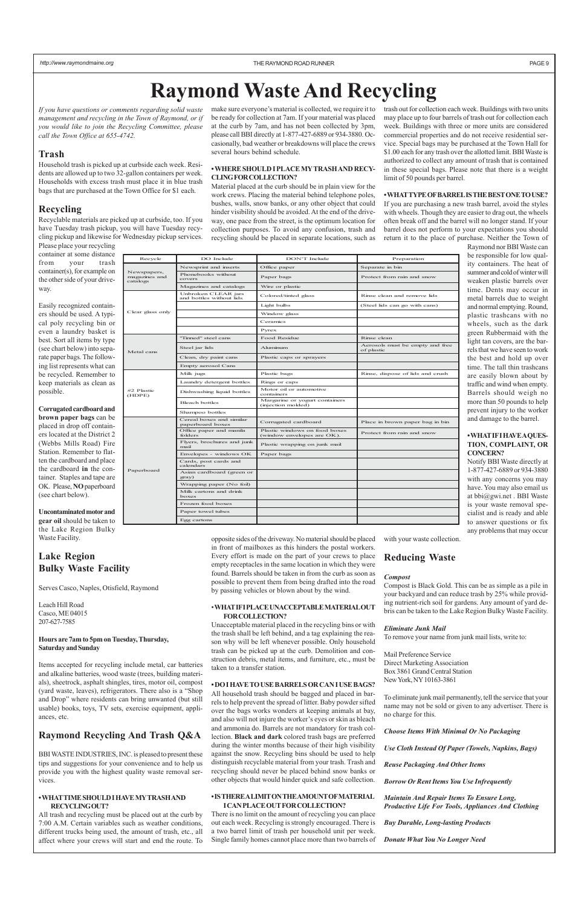# Raymond Waste And Recycling

*If you have questions or comments regarding solid waste management and recycling in the Town of Raymond, or if you would like to join the Recycling Committee, please call the Town Office at 655-4742.*

## Trash

Household trash is picked up at curbside each week. Residents are allowed up to two 32-gallon containers per week. Households with excess trash must place it in blue trash bags that are purchased at the Town Office for $1 each.

## Recycling

Recyclable materials are picked up at curbside, too. If you have Tuesday trash pickup, you will have Tuesday recycling pickup and likewise for Wednesday pickup services. Please place your recycling container at some distance from your trash container(s), for example on the other side of your driveway.

Easily recognized containers should be used. A typical poly recycling bin or even a laundry basket is best. Sort all items by type (see chart below) into separate paper bags. The following list represents what can be recycled. Remember to keep materials as clean as possible.

**Corrugated cardboard and brown paper bags** can be placed in drop off containers located at the District 2 (Webbs Mills Road) Fire Station. Remember to flatten the cardboard and place the cardboard **in** the container. Staples and tape are OK. Please, **NO** paperboard (see chart below).

**Uncontaminated motor and gear oil** should be taken to the Lake Region Bulky Waste Facility.

| Recycle | DO Include | DON'T Include | Preparation |
|---|---|---|---|
| Newspapers, magazines and catalogs | Newsprint and inserts | Office paper | Separate in bin |
| | Phonebooks without covers | Paper bags | Protect from rain and snow |
| | Magazines and catalogs | Wire or plastic | |
| Clear glass only | Unbroken CLEAR jars and bottles without lids | Colored/tinted glass | Rinse clean and remove lids |
| | | Light bulbs | (Steel lids can go with cans) |
| | | Window glass | |
| | | Ceramics | |
| | | Pyrex | |
| Metal cans | "Tinned" steel cans | Food Residue | Rinse clean |
| | Steel jar lids | Aluminum | Aerosols must be empty and free of plastic |
| | Clean, dry paint cans | Plastic caps or sprayers | |
| | Empty aerosol Cans | | |
| #2 Plastic (HDPE) | Milk jugs | Plastic bags | Rinse, dispose of lids and crush |
| | Laundry detergent bottles | Rings or caps | |
| | Dishwashing liquid bottles | Motor oil or automotive containers | |
| | Bleach bottles | Margarine or yogurt containers (injection molded) | |
| | Shampoo bottles | | |
| Paperboard | Cereal boxes and similar paperboard boxes | Corrugated cardboard | Place in brown paper bag in bin |
| | Office paper and manila folders | Plastic windows on food boxes (window envelopes are OK). | Protect from rain and snow |
| | Flyers, brochures and junk mail | Plastic wrapping on junk mail | |
| | Envelopes - windows OK | Paper bags | |
| | Cards, post cards and calendars | | |
| | Asian cardboard (green or gray) | | |
| | Wrapping paper (No foil) | | |
| | Milk cartons and drink boxes | | |
| | Frozen food boxes | | |
| | Paper towel tubes | | |
| | Egg cartons | | |

## Lake Region Bulky Waste Facility

Serves Casco, Naples, Otisfield, Raymond

Leach Hill Road
Casco, ME 04015
207-627-7585

**Hours are 7am to 5pm on Tuesday, Thursday, Saturday and Sunday**

Items accepted for recycling include metal, car batteries and alkaline batteries, wood waste (trees, building materials), sheetrock, asphalt shingles, tires, motor oil, compost (yard waste, leaves), refrigerators. There also is a "Shop and Drop" where residents can bring unwanted (but still usable) books, toys, TV sets, exercise equipment, appliances, etc.

## Raymond Recycling And Trash Q&A

BBI WASTE INDUSTRIES, INC. is pleased to present these tips and suggestions for your convenience and to help us provide you with the highest quality waste removal services.

**• WHAT TIME SHOULD I HAVE MY TRASH AND RECYCLING OUT?**

All trash and recycling must be placed out at the curb by 7:00 A.M. Certain variables such as weather conditions, different trucks being used, the amount of trash, etc., affect where your crews will start and end the route. To make sure everyone's material is collected, we require it to be ready for collection at 7am. If your material was placed at the curb by 7am, and has not been collected by 3pm, please call BBI directly at 1-877-427-6889 or 934-3880. Occasionally, bad weather or breakdowns will place the crews several hours behind schedule.

**• WHERE SHOULD I PLACE MY TRASH AND RECYCLING FOR COLLECTION?**

Material placed at the curb should be in plain view for the work crews. Placing the material behind telephone poles, bushes, walls, snow banks, or any other object that could hinder visibility should be avoided. At the end of the driveway, one pace from the street, is the optimum location for collection purposes. To avoid any confusion, trash and recycling should be placed in separate locations, such as opposite sides of the driveway. No material should be placed in front of mailboxes as this hinders the postal workers. Every effort is made on the part of your crews to place empty receptacles in the same location in which they were found. Barrels should be taken in from the curb as soon as possible to prevent them from being drafted into the road by passing vehicles or blown about by the wind.

**• WHAT IF I PLACE UNACCEPTABLE MATERIAL OUT FOR COLLECTION?**

Unacceptable material placed in the recycling bins or with the trash shall be left behind, and a tag explaining the reason why will be left whenever possible. Only household trash can be picked up at the curb. Demolition and construction debris, metal items, and furniture, etc., must be taken to a transfer station.

**• DO I HAVE TO USE BARRELS OR CAN I USE BAGS?**

All household trash should be bagged and placed in barrels to help prevent the spread of litter. Baby powder sifted over the bags works wonders at keeping animals at bay, and also will not injure the worker's eyes or skin as bleach and ammonia do. Barrels are not mandatory for trash collection. **Black and dark** colored trash bags are preferred during the winter months because of their high visibility against the snow. Recycling bins should be used to help distinguish recyclable material from your trash. Trash and recycling should never be placed behind snow banks or other objects that would hinder quick and safe collection.

**• IS THERE A LIMIT ON THE AMOUNT OF MATERIAL I CAN PLACE OUT FOR COLLECTION?**

There is no limit on the amount of recycling you can place out each week. Recycling is strongly encouraged. There is a two barrel limit of trash per household unit per week. Single family homes cannot place more than two barrels of trash out for collection each week. Buildings with two units may place up to four barrels of trash out for collection each week. Buildings with three or more units are considered commercial properties and do not receive residential service. Special bags may be purchased at the Town Hall for $1.00 each for any trash over the allotted limit. BBI Waste is authorized to collect any amount of trash that is contained in these special bags. Please note that there is a weight limit of 50 pounds per barrel.

**• WHAT TYPE OF BARREL IS THE BEST ONE TO USE?**

If you are purchasing a new trash barrel, avoid the styles with wheels. Though they are easier to drag out, the wheels often break off and the barrel will no longer stand. If your barrel does not perform to your expectations you should return it to the place of purchase. Neither the Town of Raymond nor BBI Waste can be responsible for low quality containers. The heat of summer and cold of winter will weaken plastic barrels over time. Dents may occur in metal barrels due to weight and normal emptying. Round, plastic trashcans with no wheels, such as the dark green Rubbermaid with the light tan covers, are the barrels that we have seen to work the best and hold up over time. The tall thin trashcans are easily blown about by traffic and wind when empty. Barrels should weigh no more than 50 pounds to help prevent injury to the worker and damage to the barrel.

**• WHAT IF I HAVE A QUESTION, COMPLAINT, OR CONCERN?**

Notify BBI Waste directly at 1-877-427-6889 or 934-3880 with any concerns you may have. You may also email us at bbi@gwi.net . BBI Waste is your waste removal specialist and is ready and able to answer questions or fix any problems that may occur with your waste collection.

## Reducing Waste

***Compost***

Compost is Black Gold. This can be as simple as a pile in your backyard and can reduce trash by 25% while providing nutrient-rich soil for gardens. Any amount of yard debris can be taken to the Lake Region Bulky Waste Facility.

***Eliminate Junk Mail***

To remove your name from junk mail lists, write to:

Mail Preference Service
Direct Marketing Association
Box 3861 Grand Central Station
New York, NY 10163-3861

To eliminate junk mail permanently, tell the service that your name may not be sold or given to any advertiser. There is no charge for this.

***Choose Items With Minimal Or No Packaging***

***Use Cloth Instead Of Paper (Towels, Napkins, Bags)***

***Reuse Packaging And Other Items***

***Borrow Or Rent Items You Use Infrequently***

***Maintain And Repair Items To Ensure Long, Productive Life For Tools, Appliances And Clothing***

***Buy Durable, Long-lasting Products***

***Donate What You No Longer Need***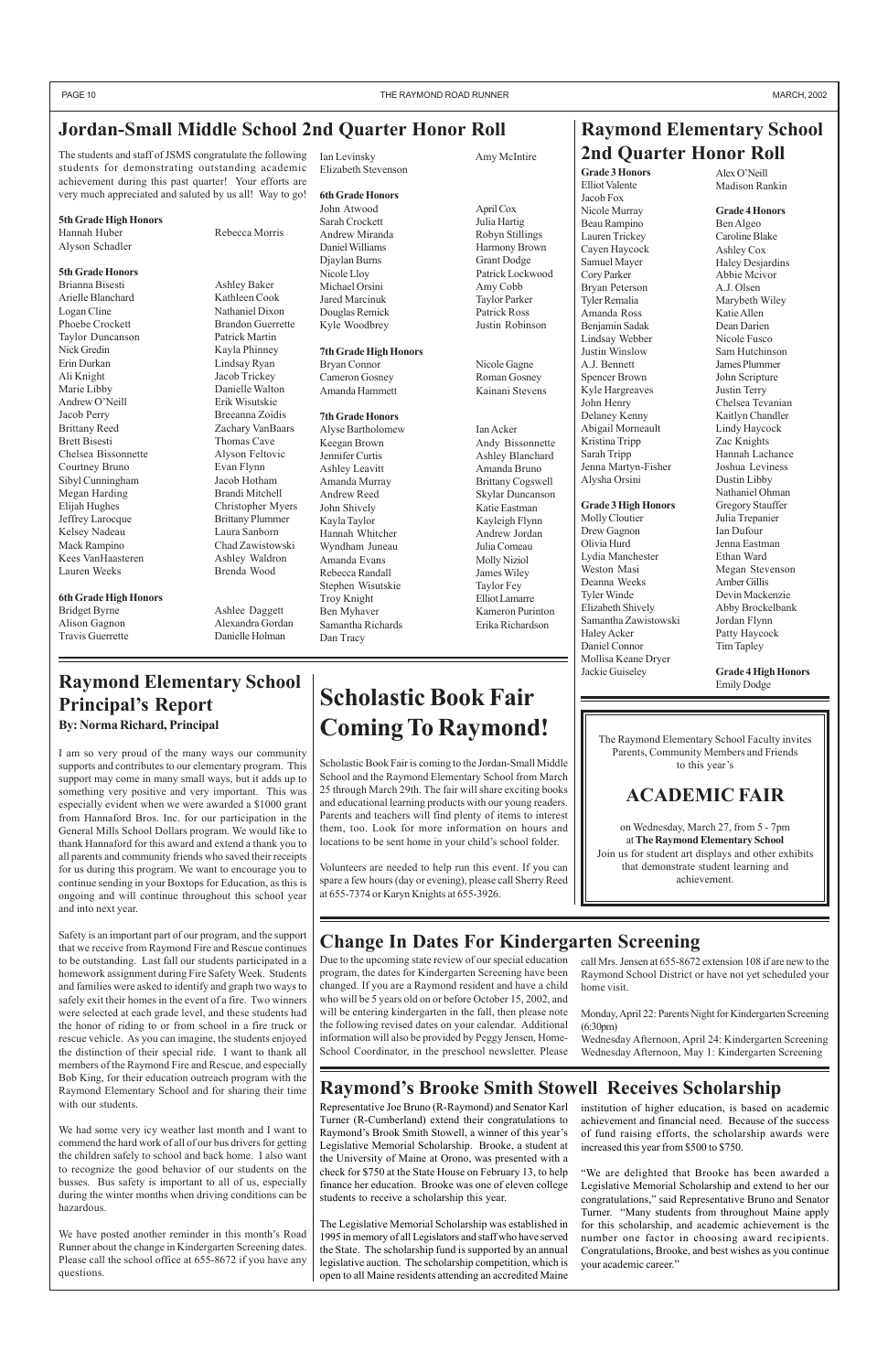## Jordan-Small Middle School 2nd Quarter Honor Roll

The students and staff of JSMS congratulate the following students for demonstrating outstanding academic achievement during this past quarter! Your efforts are very much appreciated and saluted by us all! Way to go!

**5th Grade High Honors**

Hannah Huber
Rebecca Morris
Alyson Schadler

**5th Grade Honors**

Brianna Bisesti
Arielle Blanchard
Logan Cline
Phoebe Crockett
Taylor Duncanson
Nick Gredin
Erin Durkan
Ali Knight
Marie Libby
Andrew O'Neill
Jacob Perry
Brittany Reed
Brett Bisesti
Chelsea Bissonnette
Courtney Bruno
Sibyl Cunningham
Megan Harding
Elijah Hughes
Jeffrey Larocque
Kelsey Nadeau
Mack Rampino
Kees VanHaasteren
Lauren Weeks
Ashley Baker
Kathleen Cook
Nathaniel Dixon
Brandon Guerrette
Patrick Martin
Kayla Phinney
Lindsay Ryan
Jacob Trickey
Danielle Walton
Erik Wisutskie
Breeanna Zoidis
Zachary VanBaars
Thomas Cave
Alyson Feltovic
Evan Flynn
Jacob Hotham
Brandi Mitchell
Christopher Myers
Brittany Plummer
Laura Sanborn
Chad Zawistowski
Ashley Waldron
Brenda Wood

**6th Grade High Honors**

Bridget Byrne
Alison Gagnon
Travis Guerrette
Ashlee Daggett
Alexandra Gordan
Danielle Holman
Ian Levinsky
Elizabeth Stevenson
Amy McIntire

**6th Grade Honors**

John Atwood
Sarah Crockett
Andrew Miranda
Daniel Williams
Djaylan Burns
Nicole Lloy
Michael Orsini
Jared Marcinuk
Douglas Remick
Kyle Woodbrey
April Cox
Julia Hartig
Robyn Stillings
Harmony Brown
Grant Dodge
Patrick Lockwood
Amy Cobb
Taylor Parker
Patrick Ross
Justin Robinson

**7th Grade High Honors**

Bryan Connor
Cameron Gosney
Amanda Hammett
Nicole Gagne
Roman Gosney
Kainani Stevens

**7th Grade Honors**

Alyse Bartholomew
Keegan Brown
Jennifer Curtis
Ashley Leavitt
Amanda Murray
Andrew Reed
John Shively
Kayla Taylor
Hannah Whitcher
Wyndham Juneau
Amanda Evans
Rebecca Randall
Stephen Wisutskie
Troy Knight
Ben Myhaver
Samantha Richards
Dan Tracy
Ian Acker
Andy Bissonnette
Ashley Blanchard
Amanda Bruno
Brittany Cogswell
Skylar Duncanson
Katie Eastman
Kayleigh Flynn
Andrew Jordan
Julia Comeau
Molly Niziol
James Wiley
Taylor Fey
Elliot Lamarre
Kameron Purinton
Erika Richardson

## Raymond Elementary School 2nd Quarter Honor Roll

**Grade 3 Honors**

Elliot Valente
Jacob Fox
Nicole Murray
Beau Rampino
Lauren Trickey
Cayen Haycock
Samuel Mayer
Cory Parker
Bryan Peterson
Tyler Remalia
Amanda Ross
Benjamin Sadak
Lindsay Webber
Justin Winslow
A.J. Bennett
Spencer Brown
Kyle Hargreaves
John Henry
Delaney Kenny
Abigail Morneault
Kristina Tripp
Sarah Tripp
Jenna Martyn-Fisher
Alysha Orsini

**Grade 3 High Honors**

Molly Cloutier
Drew Gagnon
Olivia Hurd
Lydia Manchester
Weston Masi
Deanna Weeks
Tyler Winde
Elizabeth Shively
Samantha Zawistowski
Haley Acker
Daniel Connor
Mollisa Keane Dryer
Jackie Guiseley
Alex O'Neill
Madison Rankin

**Grade 4 Honors**

Ben Algeo
Caroline Blake
Ashley Cox
Haley Desjardins
Abbie Mcivor
A.J. Olsen
Marybeth Wiley
Katie Allen
Dean Darien
Nicole Fusco
Sam Hutchinson
James Plummer
John Scripture
Justin Terry
Chelsea Tevanian
Kaitlyn Chandler
Lindy Haycock
Zac Knights
Hannah Lachance
Joshua Leviness
Dustin Libby
Nathaniel Ohman
Gregory Stauffer
Julia Trepanier
Ian Dufour
Jenna Eastman
Ethan Ward
Megan Stevenson
Amber Gillis
Devin Mackenzie
Abby Brockelbank
Jordan Flynn
Patty Haycock
Tim Tapley

**Grade 4 High Honors**

Emily Dodge

## Raymond Elementary School Principal's Report

**By: Norma Richard, Principal**

I am so very proud of the many ways our community supports and contributes to our elementary program. This support may come in many small ways, but it adds up to something very positive and very important. This was especially evident when we were awarded a $1000 grant from Hannaford Bros. Inc. for our participation in the General Mills School Dollars program. We would like to thank Hannaford for this award and extend a thank you to all parents and community friends who saved their receipts for us during this program. We want to encourage you to continue sending in your Boxtops for Education, as this is ongoing and will continue throughout this school year and into next year.

Safety is an important part of our program, and the support that we receive from Raymond Fire and Rescue continues to be outstanding. Last fall our students participated in a homework assignment during Fire Safety Week. Students and families were asked to identify and graph two ways to safely exit their homes in the event of a fire. Two winners were selected at each grade level, and these students had the honor of riding to or from school in a fire truck or rescue vehicle. As you can imagine, the students enjoyed the distinction of their special ride. I want to thank all members of the Raymond Fire and Rescue, and especially Bob King, for their education outreach program with the Raymond Elementary School and for sharing their time with our students.

We had some very icy weather last month and I want to commend the hard work of all of our bus drivers for getting the children safely to school and back home. I also want to recognize the good behavior of our students on the busses. Bus safety is important to all of us, especially during the winter months when driving conditions can be hazardous.

We have posted another reminder in this month's Road Runner about the change in Kindergarten Screening dates. Please call the school office at 655-8672 if you have any questions.

## Scholastic Book Fair Coming To Raymond!

Scholastic Book Fair is coming to the Jordan-Small Middle School and the Raymond Elementary School from March 25 through March 29th. The fair will share exciting books and educational learning products with our young readers. Parents and teachers will find plenty of items to interest them, too. Look for more information on hours and locations to be sent home in your child's school folder.

Volunteers are needed to help run this event. If you can spare a few hours (day or evening), please call Sherry Reed at 655-7374 or Karyn Knights at 655-3926.

The Raymond Elementary School Faculty invites Parents, Community Members and Friends to this year's

## ACADEMIC FAIR

on Wednesday, March 27, from 5 - 7pm at **The Raymond Elementary School**
Join us for student art displays and other exhibits that demonstrate student learning and achievement.

## Change In Dates For Kindergarten Screening

Due to the upcoming state review of our special education program, the dates for Kindergarten Screening have been changed. If you are a Raymond resident and have a child who will be 5 years old on or before October 15, 2002, and will be entering kindergarten in the fall, then please note the following revised dates on your calendar. Additional information will also be provided by Peggy Jensen, Home-School Coordinator, in the preschool newsletter. Please call Mrs. Jensen at 655-8672 extension 108 if are new to the Raymond School District or have not yet scheduled your home visit.

Monday, April 22: Parents Night for Kindergarten Screening (6:30pm)
Wednesday Afternoon, April 24: Kindergarten Screening
Wednesday Afternoon, May 1: Kindergarten Screening

## Raymond's Brooke Smith Stowell Receives Scholarship

Representative Joe Bruno (R-Raymond) and Senator Karl Turner (R-Cumberland) extend their congratulations to Raymond's Brook Smith Stowell, a winner of this year's Legislative Memorial Scholarship. Brooke, a student at the University of Maine at Orono, was presented with a check for $750 at the State House on February 13, to help finance her education. Brooke was one of eleven college students to receive a scholarship this year.

The Legislative Memorial Scholarship was established in 1995 in memory of all Legislators and staff who have served the State. The scholarship fund is supported by an annual legislative auction. The scholarship competition, which is open to all Maine residents attending an accredited Maine institution of higher education, is based on academic achievement and financial need. Because of the success of fund raising efforts, the scholarship awards were increased this year from $500 to $750.

"We are delighted that Brooke has been awarded a Legislative Memorial Scholarship and extend to her our congratulations," said Representative Bruno and Senator Turner. "Many students from throughout Maine apply for this scholarship, and academic achievement is the number one factor in choosing award recipients. Congratulations, Brooke, and best wishes as you continue your academic career."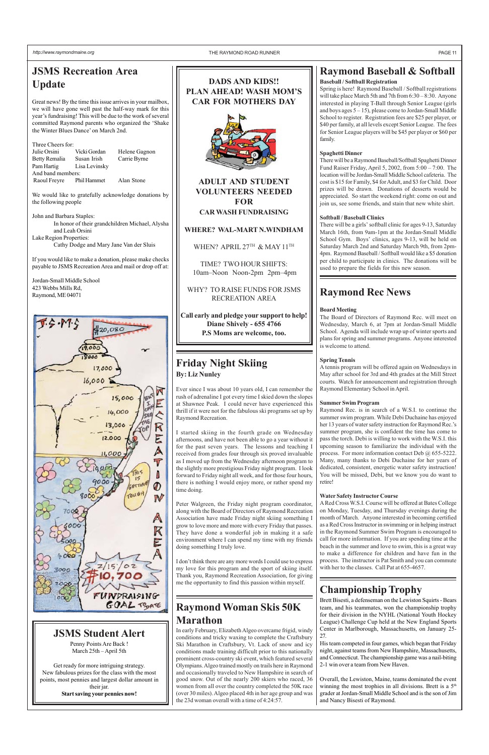## JSMS Recreation Area Update

Great news! By the time this issue arrives in your mailbox, we will have gone well past the half-way mark for this year's fundraising! This will be due to the work of several committed Raymond parents who organized the 'Shake the Winter Blues Dance' on March 2nd.

Three Cheers for:

| | | |
|---|---|---|
| Julie Orsini | Vicki Gordan | Helene Gagnon |
| Betty Remalia | Susan Irish | Carrie Byrne |
| Pam Hartig | Lisa Levinsky | |

And band members:

| | | |
|---|---|---|
| Raoul Freyre | Phil Hammet | Alan Stone |

We would like to gratefully acknowledge donations by the following people

John and Barbara Staples:
In honor of their grandchildren Michael, Alysha and Leah Orsini

Lake Region Properties:
Cathy Dodge and Mary Jane Van der Sluis

If you would like to make a donation, please make checks payable to JSMS Recreation Area and mail or drop off at:

Jordan-Small Middle School
423 Webbs Mills Rd,
Raymond, ME 04071

J.S.M.S RECREATION AREA

$20,080 — 19,000 — 18000 — 17,000 — 16,000 — 15,000 — 14,000 — 13,000 — 12,000 — 11,000 — 10,000 — 9000 — 8000 — 7000 — 6000 — 5000 — 4000 — 3000 — 2000 — 1000

BUT I CAN SEE THE TOP

THIS IS GETTING TOUGH

2/15/02 $10,700

FUNDRAISING GOAL TO DATE

## JSMS Student Alert

Penny Points Are Back !
March 25th – April 5th

Get ready for more intriguing strategy.
New fabulous prizes for the class with the most points, most pennies and largest dollar amount in their jar.
**Start saving your pennies now!**

---

**DADS AND KIDS!!
PLAN AHEAD! WASH MOM'S CAR FOR MOTHERS DAY**

**ADULT AND STUDENT VOLUNTEERS NEEDED FOR
CAR WASH FUNDRAISING**

**WHERE? WAL-MART N.WINDHAM**

WHEN? APRIL 27TH & MAY 11TH

TIME? TWO HOUR SHIFTS:
10am–Noon Noon-2pm 2pm–4pm

WHY? TO RAISE FUNDS FOR JSMS RECREATION AREA

**Call early and pledge your support to help!
Diane Shively - 655 4766
P.S Moms are welcome, too.**

---

## Friday Night Skiing

**By: Liz Nunley**

Ever since I was about 10 years old, I can remember the rush of adrenaline I got every time I skied down the slopes at Shawnee Peak. I could never have experienced this thrill if it were not for the fabulous ski programs set up by Raymond Recreation.

I started skiing in the fourth grade on Wednesday afternoons, and have not been able to go a year without it for the past seven years. The lessons and teaching I received from grades four through six proved invaluable as I moved up from the Wednesday afternoon program to the slightly more prestigious Friday night program. I look forward to Friday night all week, and for those four hours, there is nothing I would enjoy more, or rather spend my time doing.

Peter Walgreen, the Friday night program coordinator, as well as the Board of Directors of Raymond Recreation Association have made Friday night skiing something I grow to love more and more with every Friday that passes. They have done a wonderful job in making it a safe environment where I can spend my time with my friends doing something I truly love.

I don't think there are any more words I could use to express my love for this program and the sport of skiing itself. Thank you, Raymond Recreation Association, for giving me the opportunity to find this passion within myself.

## Raymond Woman Skis 50K Marathon

In early February, Elizabeth Algeo overcame frigid, windy conditions and tricky waxing to complete the Craftsbury Ski Marathon in Craftsbury, Vt. Lack of snow and icy conditions made training difficult prior to this nationally prominent cross-country ski event, which featured several Olympians. Algeo trained mostly on trails here in Raymond and occasionally traveled to New Hampshire in search of good snow. Out of the nearly 200 skiers who raced, 36 women from all over the country completed the 50K race (over 30 miles). Algeo placed 4th in her age group and was the 23d woman overall with a time of 4:24:57.

## Raymond Baseball & Softball

**Baseball / Softball Registration**

Spring is here! Raymond Baseball / Softball registrations will take place March 5th and 7th from 6:30 – 8:30. Anyone interested in playing T-Ball through Senior League (girls and boys ages 5 – 15), please come to Jordan-Small Middle School to register. Registration fees are $25 per player, or $40 per family, at all levels except Senior League. The fees for Senior League players will be $45 per player or $60 per family.

**Spaghetti Dinner**

There will be a Raymond Baseball/Softball Spaghetti Dinner Fund Raiser Friday, April 5, 2002, from 5:00 – 7:00. The location will be Jordan-Small Middle School cafeteria. The cost is $15 for Family, $4 for Adult, and $3 for Child. Door prizes will be drawn. Donations of desserts would be appreciated. So start the weekend right: come on out and join us, see some friends, and stain that new white shirt.

**Softball / Baseball Clinics**

There will be a girls' softball clinic for ages 9-13, Saturday March 16th, from 9am-1pm at the Jordan-Small Middle School Gym. Boys' clinics, ages 9-13, will be held on Saturday March 2nd and Saturday March 9th, from 2pm-4pm. Raymond Baseball / Softball would like a $5 donation per child to participate in clinics. The donations will be used to prepare the fields for this new season.

## Raymond Rec News

**Board Meeting**

The Board of Directors of Raymond Rec. will meet on Wednesday, March 6, at 7pm at Jordan-Small Middle School. Agenda will include wrap up of winter sports and plans for spring and summer programs. Anyone interested is welcome to attend.

**Spring Tennis**

A tennis program will be offered again on Wednesdays in May after school for 3rd and 4th grades at the Mill Street courts. Watch for announcement and registration through Raymond Elementary School in April.

**Summer Swim Program**

Raymond Rec. is in search of a W.S.I. to continue the summer swim program. While Debi Duchaine has enjoyed her 13 years of water safety instruction for Raymond Rec.'s summer program, she is confident the time has come to pass the torch. Debi is willing to work with the W.S.I. this upcoming season to familiarize the individual with the process. For more information contact Deb @ 655-5222. Many, many thanks to Debi Duchaine for her years of dedicated, consistent, energetic water safety instruction! You will be missed, Debi, but we know you do want to retire!

**Water Safety Instructor Course**

A Red Cross W.S.I. Course will be offered at Bates College on Monday, Tuesday, and Thursday evenings during the month of March. Anyone interested in becoming certified as a Red Cross Instructor in swimming or in helping instruct in the Raymond Summer Swim Program is encouraged to call for more information. If you are spending time at the beach in the summer and love to swim, this is a great way to make a difference for children and have fun in the process. The instructor is Pat Smith and you can commute with her to the classes. Call Pat at 655-4657.

## Championship Trophy

Brett Bisesti, a defenseman on the Lewiston Squirts - Bears team, and his teammates, won the championship trophy for their division in the NYHL (National Youth Hockey League) Challenge Cup held at the New England Sports Center in Marlborough, Massachusetts, on January 25-27.

His team competed in four games, which began that Friday night, against teams from New Hampshire, Massachusetts, and Connecticut. The championship game was a nail-biting 2-1 win over a team from New Haven.

Overall, the Lewiston, Maine, teams dominated the event winning the most trophies in all divisions. Brett is a 5th grader at Jordan-Small Middle School and is the son of Jim and Nancy Bisesti of Raymond.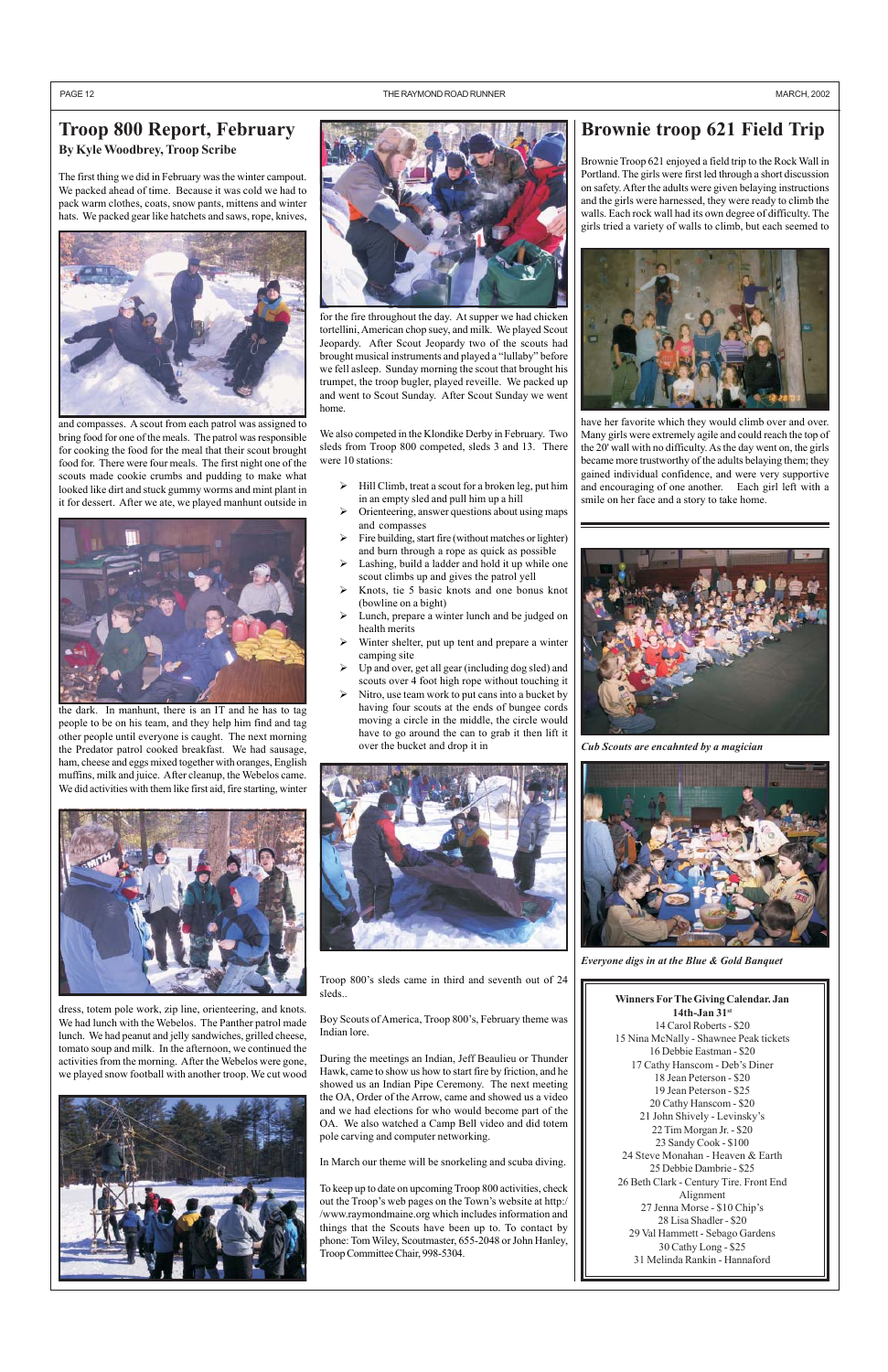# Troop 800 Report, February

**By Kyle Woodbrey, Troop Scribe**

The first thing we did in February was the winter campout. We packed ahead of time. Because it was cold we had to pack warm clothes, coats, snow pants, mittens and winter hats. We packed gear like hatchets and saws, rope, knives, and compasses. A scout from each patrol was assigned to bring food for one of the meals. The patrol was responsible for cooking the food for the meal that their scout brought food for. There were four meals. The first night one of the scouts made cookie crumbs and pudding to make what looked like dirt and stuck gummy worms and mint plant in it for dessert. After we ate, we played manhunt outside in the dark. In manhunt, there is an IT and he has to tag people to be on his team, and they help him find and tag other people until everyone is caught. The next morning the Predator patrol cooked breakfast. We had sausage, ham, cheese and eggs mixed together with oranges, English muffins, milk and juice. After cleanup, the Webelos came. We did activities with them like first aid, fire starting, winter dress, totem pole work, zip line, orienteering, and knots. We had lunch with the Webelos. The Panther patrol made lunch. We had peanut and jelly sandwiches, grilled cheese, tomato soup and milk. In the afternoon, we continued the activities from the morning. After the Webelos were gone, we played snow football with another troop. We cut wood for the fire throughout the day. At supper we had chicken tortellini, American chop suey, and milk. We played Scout Jeopardy. After Scout Jeopardy two of the scouts had brought musical instruments and played a "lullaby" before we fell asleep. Sunday morning the scout that brought his trumpet, the troop bugler, played reveille. We packed up and went to Scout Sunday. After Scout Sunday we went home.

We also competed in the Klondike Derby in February. Two sleds from Troop 800 competed, sleds 3 and 13. There were 10 stations:

- Hill Climb, treat a scout for a broken leg, put him in an empty sled and pull him up a hill
- Orienteering, answer questions about using maps and compasses
- Fire building, start fire (without matches or lighter) and burn through a rope as quick as possible
- Lashing, build a ladder and hold it up while one scout climbs up and gives the patrol yell
- Knots, tie 5 basic knots and one bonus knot (bowline on a bight)
- Lunch, prepare a winter lunch and be judged on health merits
- Winter shelter, put up tent and prepare a winter camping site
- Up and over, get all gear (including dog sled) and scouts over 4 foot high rope without touching it
- Nitro, use team work to put cans into a bucket by having four scouts at the ends of bungee cords moving a circle in the middle, the circle would have to go around the can to grab it then lift it over the bucket and drop it in

Troop 800's sleds came in third and seventh out of 24 sleds..

Boy Scouts of America, Troop 800's, February theme was Indian lore.

During the meetings an Indian, Jeff Beaulieu or Thunder Hawk, came to show us how to start fire by friction, and he showed us an Indian Pipe Ceremony. The next meeting the OA, Order of the Arrow, came and showed us a video and we had elections for who would become part of the OA. We also watched a Camp Bell video and did totem pole carving and computer networking.

In March our theme will be snorkeling and scuba diving.

To keep up to date on upcoming Troop 800 activities, check out the Troop's web pages on the Town's website at http://www.raymondmaine.org which includes information and things that the Scouts have been up to. To contact by phone: Tom Wiley, Scoutmaster, 655-2048 or John Hanley, Troop Committee Chair, 998-5304.

# Brownie troop 621 Field Trip

Brownie Troop 621 enjoyed a field trip to the Rock Wall in Portland. The girls were first led through a short discussion on safety. After the adults were given belaying instructions and the girls were harnessed, they were ready to climb the walls. Each rock wall had its own degree of difficulty. The girls tried a variety of walls to climb, but each seemed to have her favorite which they would climb over and over. Many girls were extremely agile and could reach the top of the 20' wall with no difficulty. As the day went on, the girls became more trustworthy of the adults belaying them; they gained individual confidence, and were very supportive and encouraging of one another. Each girl left with a smile on her face and a story to take home.

*Cub Scouts are encahnted by a magician*

*Everyone digs in at the Blue & Gold Banquet*

**Winners For The Giving Calendar. Jan 14th-Jan 31st**

14 Carol Roberts - $20
15 Nina McNally - Shawnee Peak tickets
16 Debbie Eastman - $20
17 Cathy Hanscom - Deb's Diner
18 Jean Peterson - $20
19 Jean Peterson - $25
20 Cathy Hanscom - $20
21 John Shively - Levinsky's
22 Tim Morgan Jr. - $20
23 Sandy Cook - $100
24 Steve Monahan - Heaven & Earth
25 Debbie Dambrie - $25
26 Beth Clark - Century Tire. Front End Alignment
27 Jenna Morse - $10 Chip's
28 Lisa Shadler - $20
29 Val Hammett - Sebago Gardens
30 Cathy Long - $25
31 Melinda Rankin - Hannaford